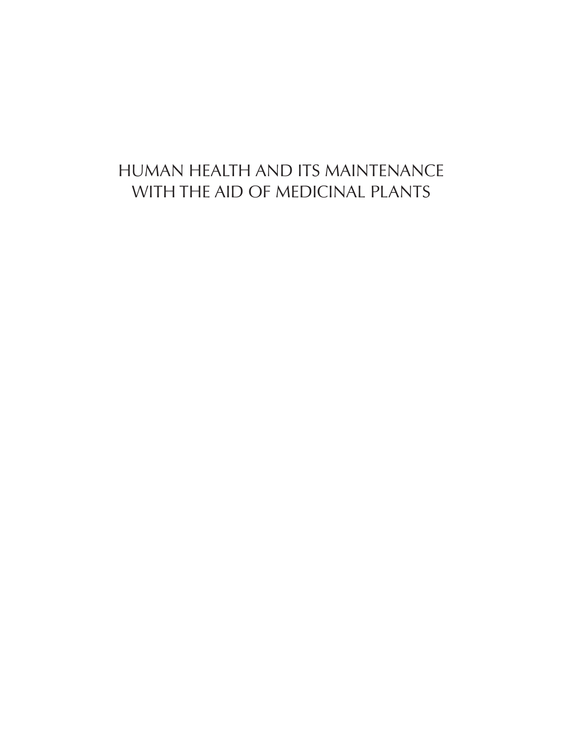# HUMAN HEALTH AND ITS MAINTENANCE WITH THE AID OF MEDICINAL PLANTS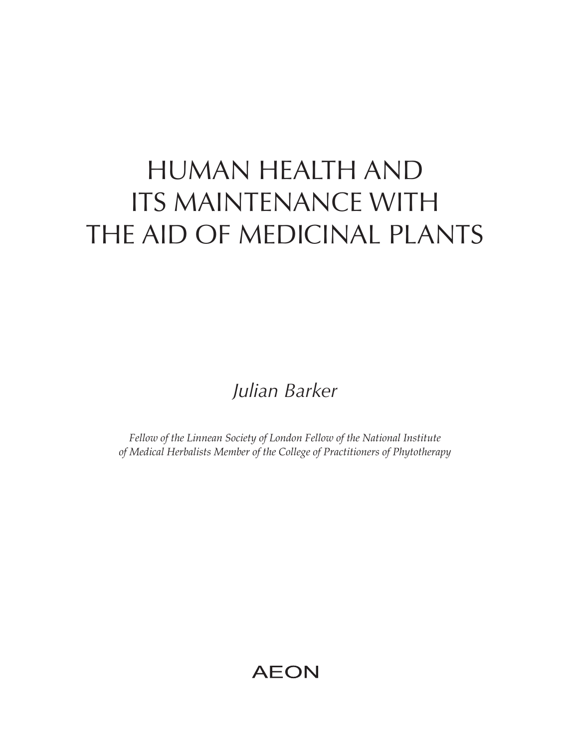# HUMAN HEALTH AND ITS MAINTENANCE WITH THE AID OF MEDICINAL PLANTS

*Julian Barker*

*Fellow of the Linnean Society of London Fellow of the National Institute of Medical Herbalists Member of the College of Practitioners of Phytotherapy*

AEON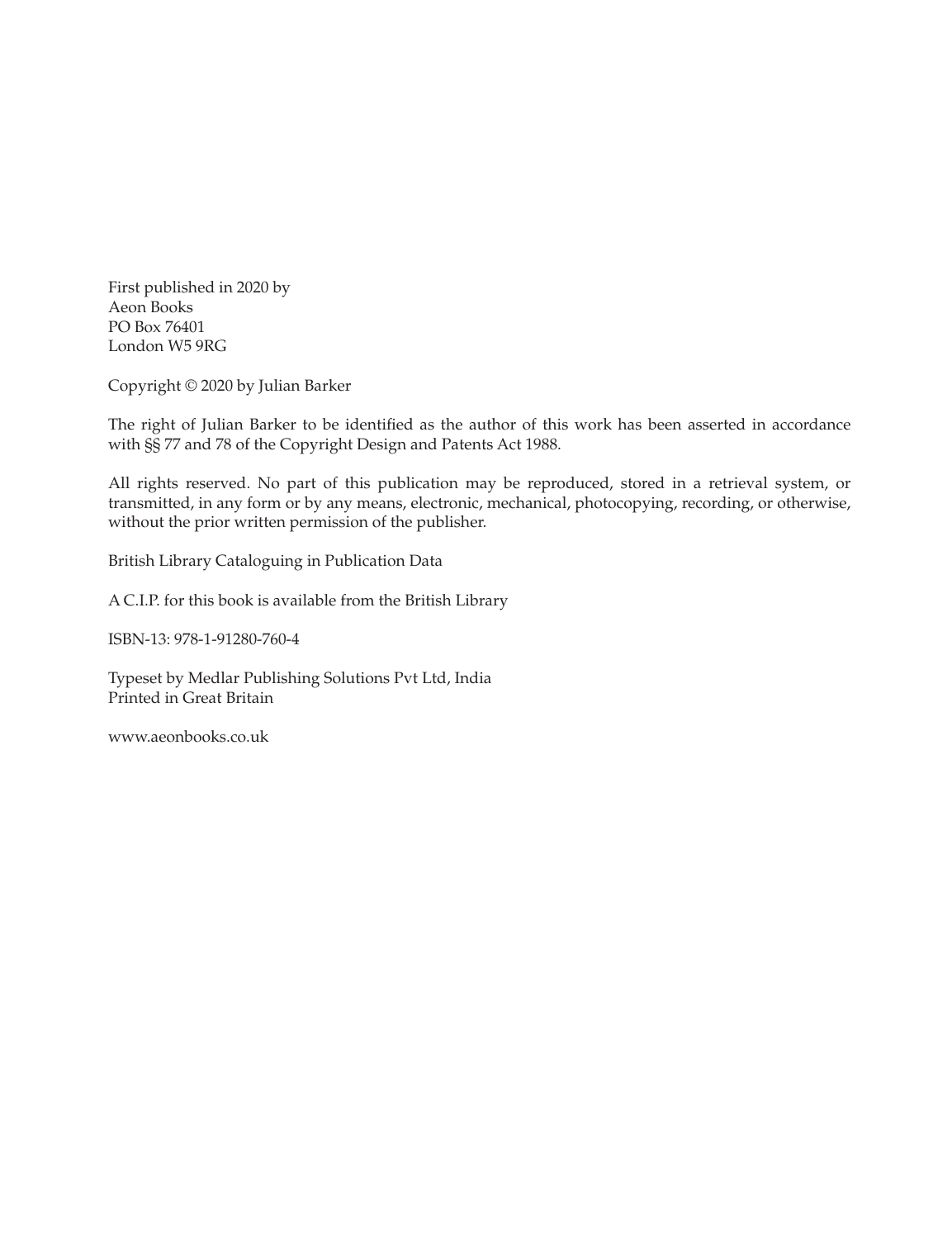First published in 2020 by
Aeon Books
PO Box 76401
London W5 9RG

Copyright © 2020 by Julian Barker

The right of Julian Barker to be identified as the author of this work has been asserted in accordance with §§ 77 and 78 of the Copyright Design and Patents Act 1988.

All rights reserved. No part of this publication may be reproduced, stored in a retrieval system, or transmitted, in any form or by any means, electronic, mechanical, photocopying, recording, or otherwise, without the prior written permission of the publisher.

British Library Cataloguing in Publication Data

A C.I.P. for this book is available from the British Library

ISBN-13: 978-1-91280-760-4

Typeset by Medlar Publishing Solutions Pvt Ltd, India
Printed in Great Britain

www.aeonbooks.co.uk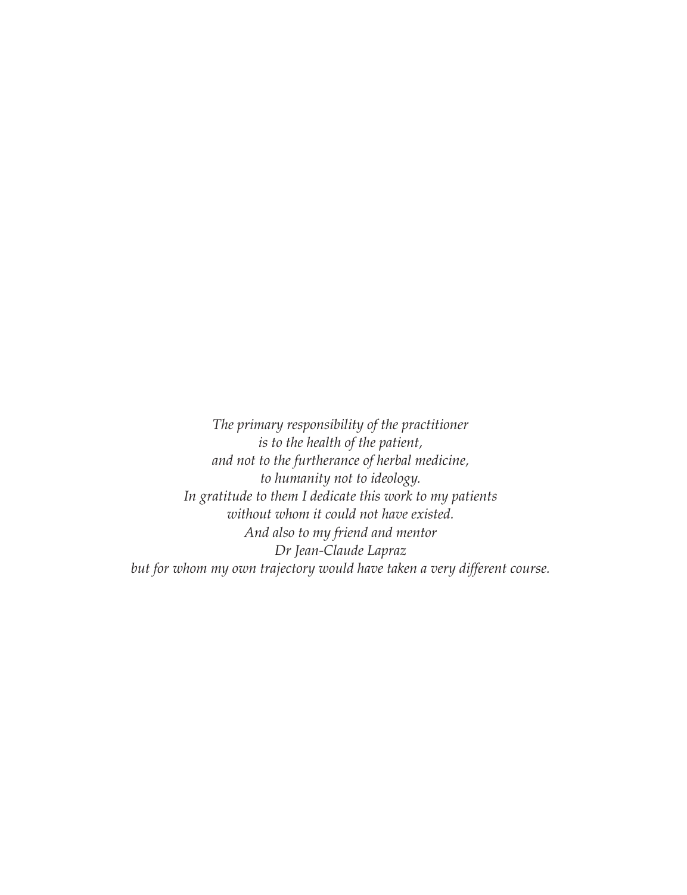*The primary responsibility of the practitioner*
*is to the health of the patient,*
*and not to the furtherance of herbal medicine,*
*to humanity not to ideology.*
*In gratitude to them I dedicate this work to my patients*
*without whom it could not have existed.*
*And also to my friend and mentor*
*Dr Jean-Claude Lapraz*
*but for whom my own trajectory would have taken a very different course.*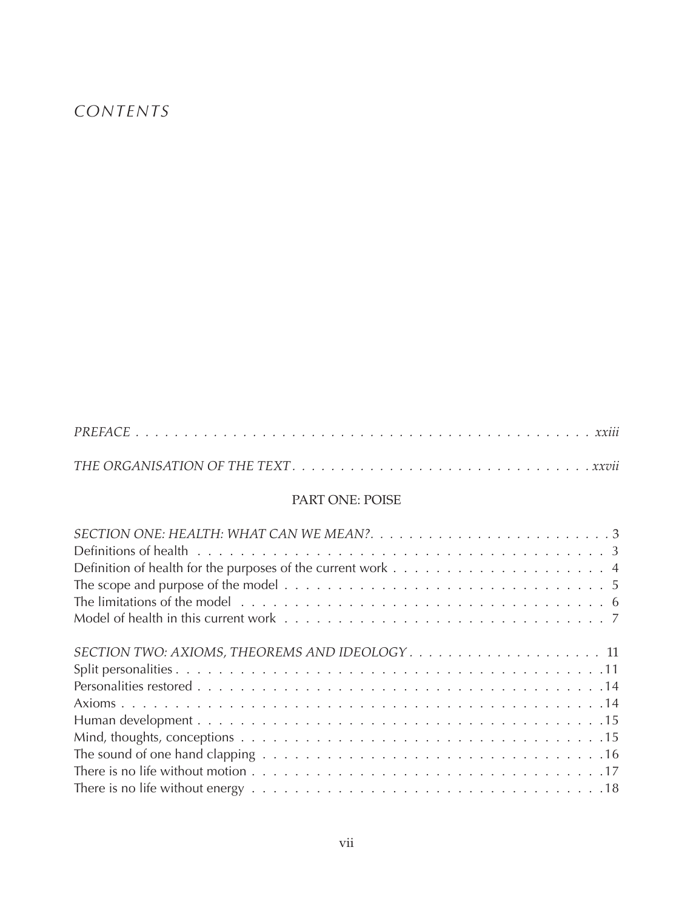# *CONTENTS*

*PREFACE* . . . . . . . . . . . . . . . . . . . . . . . . . . . . . . . . . . . . . . . . . . . . . . *xxiii*

*THE ORGANISATION OF THE TEXT* . . . . . . . . . . . . . . . . . . . . . . . . . . . . . . . *xxvii*

## PART ONE: POISE

*SECTION ONE: HEALTH: WHAT CAN WE MEAN?*. . . . . . . . . . . . . . . . . . . . . . . . . 3

Definitions of health . . . . . . . . . . . . . . . . . . . . . . . . . . . . . . . . . . . . . . . 3

Definition of health for the purposes of the current work . . . . . . . . . . . . . . . . . . . . 4

The scope and purpose of the model . . . . . . . . . . . . . . . . . . . . . . . . . . . . . . . 5

The limitations of the model . . . . . . . . . . . . . . . . . . . . . . . . . . . . . . . . . . . 6

Model of health in this current work . . . . . . . . . . . . . . . . . . . . . . . . . . . . . . . 7

*SECTION TWO: AXIOMS, THEOREMS AND IDEOLOGY* . . . . . . . . . . . . . . . . . . . . 11

Split personalities . . . . . . . . . . . . . . . . . . . . . . . . . . . . . . . . . . . . . . . . .11

Personalities restored . . . . . . . . . . . . . . . . . . . . . . . . . . . . . . . . . . . . . . .14

Axioms . . . . . . . . . . . . . . . . . . . . . . . . . . . . . . . . . . . . . . . . . . . . . . .14

Human development . . . . . . . . . . . . . . . . . . . . . . . . . . . . . . . . . . . . . . .15

Mind, thoughts, conceptions . . . . . . . . . . . . . . . . . . . . . . . . . . . . . . . . . . .15

The sound of one hand clapping . . . . . . . . . . . . . . . . . . . . . . . . . . . . . . . . .16

There is no life without motion . . . . . . . . . . . . . . . . . . . . . . . . . . . . . . . . . .17

There is no life without energy . . . . . . . . . . . . . . . . . . . . . . . . . . . . . . . . . .18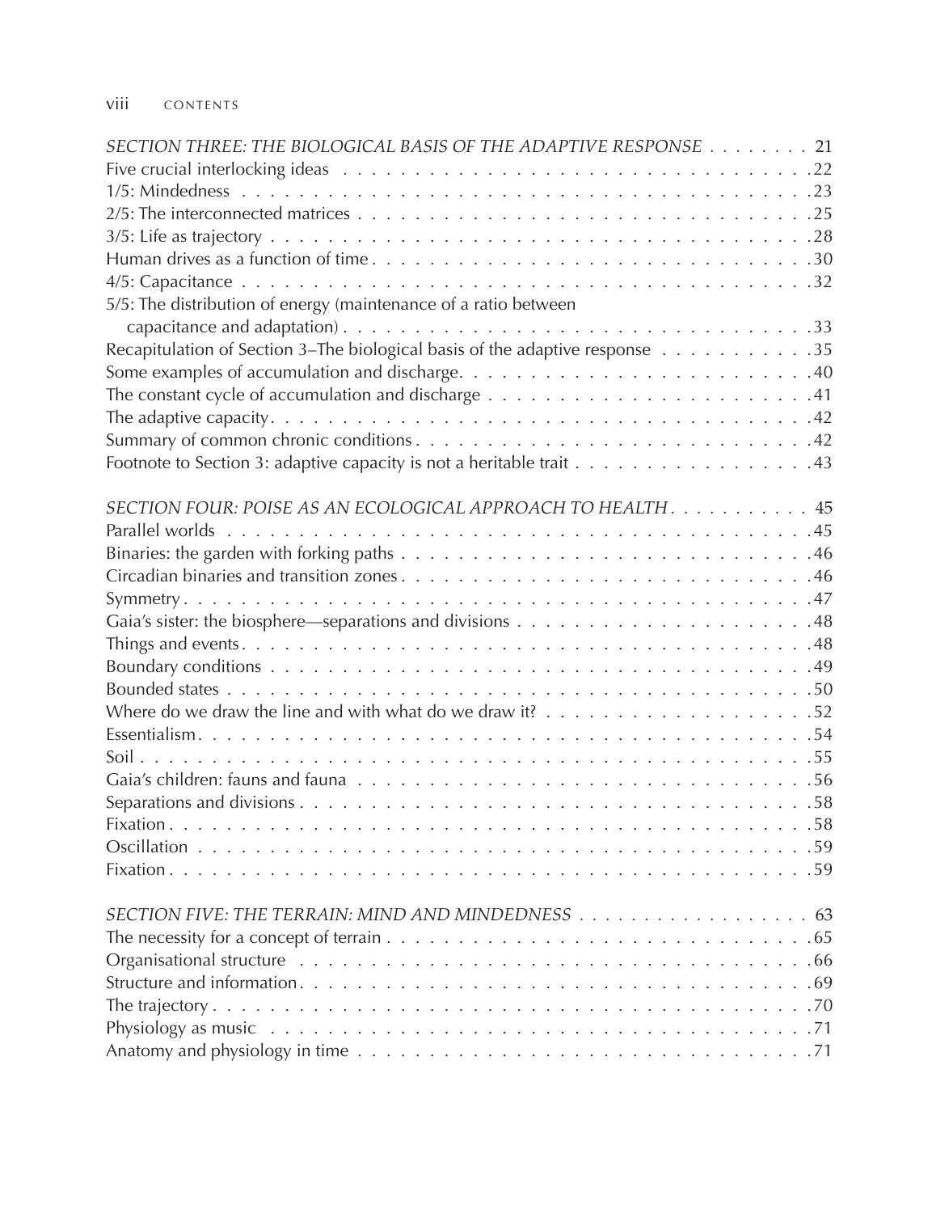*SECTION THREE: THE BIOLOGICAL BASIS OF THE ADAPTIVE RESPONSE* . . . . . . . . 21
Five crucial interlocking ideas . . . . . . . . . . . . . . . . . . . . . . . . . . . . . . . . . . . . . .22
1/5: Mindedness . . . . . . . . . . . . . . . . . . . . . . . . . . . . . . . . . . . . . . . . . . . . . . . .23
2/5: The interconnected matrices . . . . . . . . . . . . . . . . . . . . . . . . . . . . . . . . . . . . .25
3/5: Life as trajectory . . . . . . . . . . . . . . . . . . . . . . . . . . . . . . . . . . . . . . . . . . . . .28
Human drives as a function of time . . . . . . . . . . . . . . . . . . . . . . . . . . . . . . . . . . .30
4/5: Capacitance . . . . . . . . . . . . . . . . . . . . . . . . . . . . . . . . . . . . . . . . . . . . . . . .32
5/5: The distribution of energy (maintenance of a ratio between
capacitance and adaptation) . . . . . . . . . . . . . . . . . . . . . . . . . . . . . . . . . . . . . . .33
Recapitulation of Section 3–The biological basis of the adaptive response . . . . . . . . . . .35
Some examples of accumulation and discharge. . . . . . . . . . . . . . . . . . . . . . . . . . . .40
The constant cycle of accumulation and discharge . . . . . . . . . . . . . . . . . . . . . . . . .41
The adaptive capacity. . . . . . . . . . . . . . . . . . . . . . . . . . . . . . . . . . . . . . . . . . . . .42
Summary of common chronic conditions . . . . . . . . . . . . . . . . . . . . . . . . . . . . . . . .42
Footnote to Section 3: adaptive capacity is not a heritable trait . . . . . . . . . . . . . . . . .43

*SECTION FOUR: POISE AS AN ECOLOGICAL APPROACH TO HEALTH* . . . . . . . . . . . 45
Parallel worlds . . . . . . . . . . . . . . . . . . . . . . . . . . . . . . . . . . . . . . . . . . . . . . . . .45
Binaries: the garden with forking paths . . . . . . . . . . . . . . . . . . . . . . . . . . . . . . . . .46
Circadian binaries and transition zones . . . . . . . . . . . . . . . . . . . . . . . . . . . . . . . . .46
Symmetry . . . . . . . . . . . . . . . . . . . . . . . . . . . . . . . . . . . . . . . . . . . . . . . . . . . . .47
Gaia's sister: the biosphere—separations and divisions . . . . . . . . . . . . . . . . . . . . . .48
Things and events . . . . . . . . . . . . . . . . . . . . . . . . . . . . . . . . . . . . . . . . . . . . . . .48
Boundary conditions . . . . . . . . . . . . . . . . . . . . . . . . . . . . . . . . . . . . . . . . . . . . . .49
Bounded states . . . . . . . . . . . . . . . . . . . . . . . . . . . . . . . . . . . . . . . . . . . . . . . . .50
Where do we draw the line and with what do we draw it? . . . . . . . . . . . . . . . . . . . .52
Essentialism. . . . . . . . . . . . . . . . . . . . . . . . . . . . . . . . . . . . . . . . . . . . . . . . . . . .54
Soil . . . . . . . . . . . . . . . . . . . . . . . . . . . . . . . . . . . . . . . . . . . . . . . . . . . . . . . . . .55
Gaia's children: fauns and fauna . . . . . . . . . . . . . . . . . . . . . . . . . . . . . . . . . . . . .56
Separations and divisions . . . . . . . . . . . . . . . . . . . . . . . . . . . . . . . . . . . . . . . . . .58
Fixation . . . . . . . . . . . . . . . . . . . . . . . . . . . . . . . . . . . . . . . . . . . . . . . . . . . . . . .58
Oscillation . . . . . . . . . . . . . . . . . . . . . . . . . . . . . . . . . . . . . . . . . . . . . . . . . . . . .59
Fixation . . . . . . . . . . . . . . . . . . . . . . . . . . . . . . . . . . . . . . . . . . . . . . . . . . . . . . .59

*SECTION FIVE: THE TERRAIN: MIND AND MINDEDNESS* . . . . . . . . . . . . . . . . . . 63
The necessity for a concept of terrain . . . . . . . . . . . . . . . . . . . . . . . . . . . . . . . . . .65
Organisational structure . . . . . . . . . . . . . . . . . . . . . . . . . . . . . . . . . . . . . . . . . . .66
Structure and information. . . . . . . . . . . . . . . . . . . . . . . . . . . . . . . . . . . . . . . . . .69
The trajectory . . . . . . . . . . . . . . . . . . . . . . . . . . . . . . . . . . . . . . . . . . . . . . . . . .70
Physiology as music . . . . . . . . . . . . . . . . . . . . . . . . . . . . . . . . . . . . . . . . . . . . . .71
Anatomy and physiology in time . . . . . . . . . . . . . . . . . . . . . . . . . . . . . . . . . . . . .71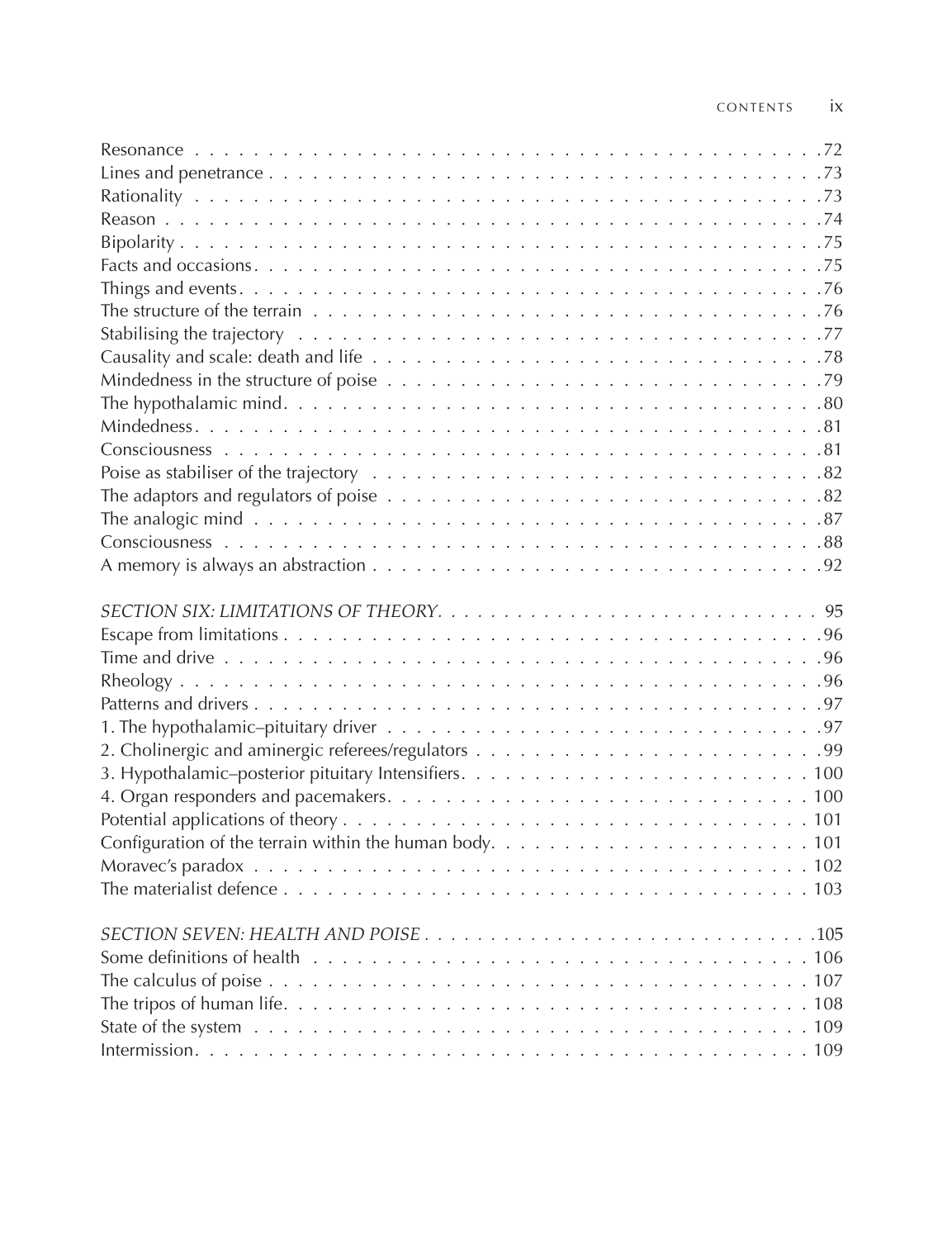Resonance . . . . . . . . . . . . . . . . . . . . . . . . . . . . . . . . . . . . . . . .72
Lines and penetrance . . . . . . . . . . . . . . . . . . . . . . . . . . . . . . . . . . . .73
Rationality . . . . . . . . . . . . . . . . . . . . . . . . . . . . . . . . . . . . . . . .73
Reason . . . . . . . . . . . . . . . . . . . . . . . . . . . . . . . . . . . . . . . . . .74
Bipolarity . . . . . . . . . . . . . . . . . . . . . . . . . . . . . . . . . . . . . . . . .75
Facts and occasions . . . . . . . . . . . . . . . . . . . . . . . . . . . . . . . . . . . .75
Things and events . . . . . . . . . . . . . . . . . . . . . . . . . . . . . . . . . . . . .76
The structure of the terrain . . . . . . . . . . . . . . . . . . . . . . . . . . . . . . .76
Stabilising the trajectory . . . . . . . . . . . . . . . . . . . . . . . . . . . . . . . .77
Causality and scale: death and life . . . . . . . . . . . . . . . . . . . . . . . . . . .78
Mindedness in the structure of poise . . . . . . . . . . . . . . . . . . . . . . . . . .79
The hypothalamic mind . . . . . . . . . . . . . . . . . . . . . . . . . . . . . . . . . .80
Mindedness . . . . . . . . . . . . . . . . . . . . . . . . . . . . . . . . . . . . . . . .81
Consciousness . . . . . . . . . . . . . . . . . . . . . . . . . . . . . . . . . . . . . .81
Poise as stabiliser of the trajectory . . . . . . . . . . . . . . . . . . . . . . . . . .82
The adaptors and regulators of poise . . . . . . . . . . . . . . . . . . . . . . . . . .82
The analogic mind . . . . . . . . . . . . . . . . . . . . . . . . . . . . . . . . . . . .87
Consciousness . . . . . . . . . . . . . . . . . . . . . . . . . . . . . . . . . . . . . .88
A memory is always an abstraction . . . . . . . . . . . . . . . . . . . . . . . . . . .92

*SECTION SIX: LIMITATIONS OF THEORY* . . . . . . . . . . . . . . . . . . . . . . . . . . 95
Escape from limitations . . . . . . . . . . . . . . . . . . . . . . . . . . . . . . . . .96
Time and drive . . . . . . . . . . . . . . . . . . . . . . . . . . . . . . . . . . . . . .96
Rheology . . . . . . . . . . . . . . . . . . . . . . . . . . . . . . . . . . . . . . . . .96
Patterns and drivers . . . . . . . . . . . . . . . . . . . . . . . . . . . . . . . . . . .97
1. The hypothalamic–pituitary driver . . . . . . . . . . . . . . . . . . . . . . . . . .97
2. Cholinergic and aminergic referees/regulators . . . . . . . . . . . . . . . . . . . .99
3. Hypothalamic–posterior pituitary Intensifiers . . . . . . . . . . . . . . . . . . . 100
4. Organ responders and pacemakers . . . . . . . . . . . . . . . . . . . . . . . . . . 100
Potential applications of theory . . . . . . . . . . . . . . . . . . . . . . . . . . . 101
Configuration of the terrain within the human body . . . . . . . . . . . . . . . . . 101
Moravec's paradox . . . . . . . . . . . . . . . . . . . . . . . . . . . . . . . . . . . 102
The materialist defence . . . . . . . . . . . . . . . . . . . . . . . . . . . . . . . . 103

*SECTION SEVEN: HEALTH AND POISE* . . . . . . . . . . . . . . . . . . . . . . . . . . .105
Some definitions of health . . . . . . . . . . . . . . . . . . . . . . . . . . . . . . 106
The calculus of poise . . . . . . . . . . . . . . . . . . . . . . . . . . . . . . . . . 107
The tripos of human life . . . . . . . . . . . . . . . . . . . . . . . . . . . . . . . 108
State of the system . . . . . . . . . . . . . . . . . . . . . . . . . . . . . . . . . . 109
Intermission . . . . . . . . . . . . . . . . . . . . . . . . . . . . . . . . . . . . . . 109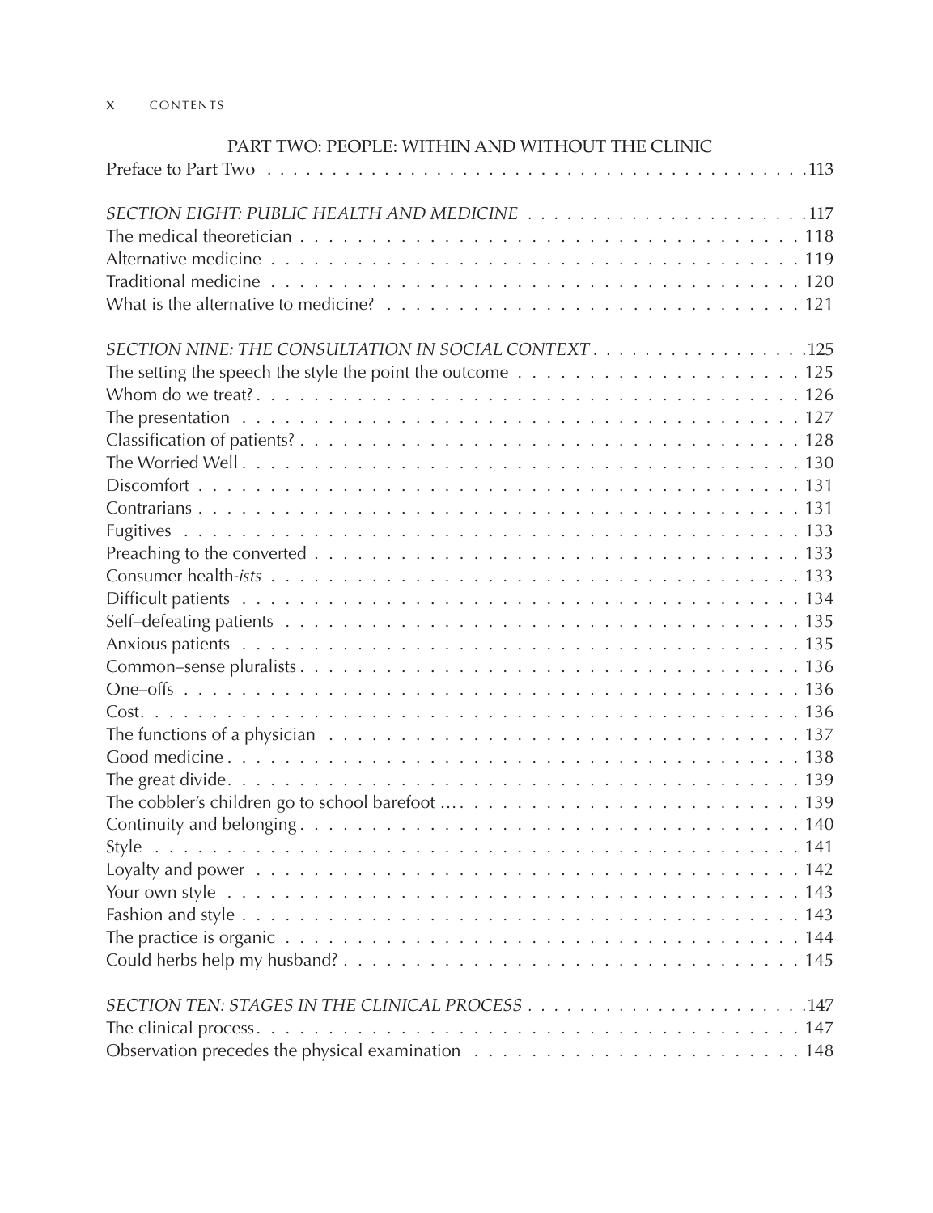## PART TWO: PEOPLE: WITHIN AND WITHOUT THE CLINIC

| | |
|---|---|
| Preface to Part Two | 113 |
| | |
| *SECTION EIGHT: PUBLIC HEALTH AND MEDICINE* | 117 |
| The medical theoretician | 118 |
| Alternative medicine | 119 |
| Traditional medicine | 120 |
| What is the alternative to medicine? | 121 |
| | |
| *SECTION NINE: THE CONSULTATION IN SOCIAL CONTEXT* | 125 |
| The setting the speech the style the point the outcome | 125 |
| Whom do we treat? | 126 |
| The presentation | 127 |
| Classification of patients? | 128 |
| The Worried Well | 130 |
| Discomfort | 131 |
| Contrarians | 131 |
| Fugitives | 133 |
| Preaching to the converted | 133 |
| Consumer health-*ists* | 133 |
| Difficult patients | 134 |
| Self–defeating patients | 135 |
| Anxious patients | 135 |
| Common–sense pluralists | 136 |
| One–offs | 136 |
| Cost | 136 |
| The functions of a physician | 137 |
| Good medicine | 138 |
| The great divide | 139 |
| The cobbler's children go to school barefoot ... | 139 |
| Continuity and belonging | 140 |
| Style | 141 |
| Loyalty and power | 142 |
| Your own style | 143 |
| Fashion and style | 143 |
| The practice is organic | 144 |
| Could herbs help my husband? | 145 |
| | |
| *SECTION TEN: STAGES IN THE CLINICAL PROCESS* | 147 |
| The clinical process | 147 |
| Observation precedes the physical examination | 148 |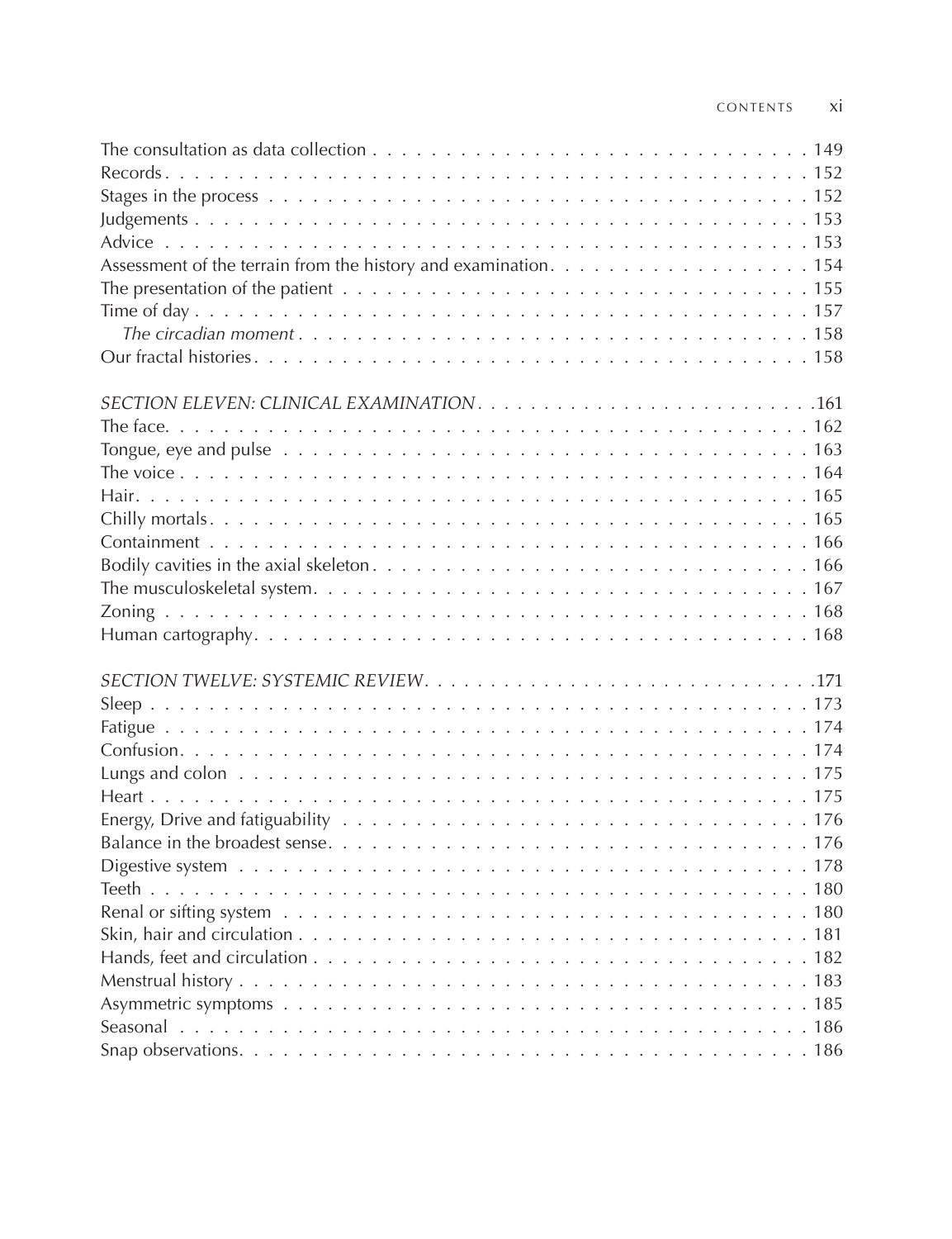The consultation as data collection . . . . . . . . . . . . . . . . . . . . . . . . . . . . . . 149
Records . . . . . . . . . . . . . . . . . . . . . . . . . . . . . . . . . . . . . . . . . . . . . 152
Stages in the process . . . . . . . . . . . . . . . . . . . . . . . . . . . . . . . . . . . . 152
Judgements . . . . . . . . . . . . . . . . . . . . . . . . . . . . . . . . . . . . . . . . . . . 153
Advice . . . . . . . . . . . . . . . . . . . . . . . . . . . . . . . . . . . . . . . . . . . . . 153
Assessment of the terrain from the history and examination . . . . . . . . . . . . . . . . . 154
The presentation of the patient . . . . . . . . . . . . . . . . . . . . . . . . . . . . . . . . 155
Time of day . . . . . . . . . . . . . . . . . . . . . . . . . . . . . . . . . . . . . . . . . . . 157
    *The circadian moment* . . . . . . . . . . . . . . . . . . . . . . . . . . . . . . . . . 158
Our fractal histories . . . . . . . . . . . . . . . . . . . . . . . . . . . . . . . . . . . . . 158

*SECTION ELEVEN: CLINICAL EXAMINATION* . . . . . . . . . . . . . . . . . . . . . . . . 161
The face . . . . . . . . . . . . . . . . . . . . . . . . . . . . . . . . . . . . . . . . . . . . 162
Tongue, eye and pulse . . . . . . . . . . . . . . . . . . . . . . . . . . . . . . . . . . . . 163
The voice . . . . . . . . . . . . . . . . . . . . . . . . . . . . . . . . . . . . . . . . . . . 164
Hair . . . . . . . . . . . . . . . . . . . . . . . . . . . . . . . . . . . . . . . . . . . . . . 165
Chilly mortals . . . . . . . . . . . . . . . . . . . . . . . . . . . . . . . . . . . . . . . . . 165
Containment . . . . . . . . . . . . . . . . . . . . . . . . . . . . . . . . . . . . . . . . . 166
Bodily cavities in the axial skeleton . . . . . . . . . . . . . . . . . . . . . . . . . . . . . 166
The musculoskeletal system . . . . . . . . . . . . . . . . . . . . . . . . . . . . . . . . . 167
Zoning . . . . . . . . . . . . . . . . . . . . . . . . . . . . . . . . . . . . . . . . . . . . . 168
Human cartography . . . . . . . . . . . . . . . . . . . . . . . . . . . . . . . . . . . . . 168

*SECTION TWELVE: SYSTEMIC REVIEW* . . . . . . . . . . . . . . . . . . . . . . . . . . 171
Sleep . . . . . . . . . . . . . . . . . . . . . . . . . . . . . . . . . . . . . . . . . . . . . 173
Fatigue . . . . . . . . . . . . . . . . . . . . . . . . . . . . . . . . . . . . . . . . . . . . 174
Confusion . . . . . . . . . . . . . . . . . . . . . . . . . . . . . . . . . . . . . . . . . . . 174
Lungs and colon . . . . . . . . . . . . . . . . . . . . . . . . . . . . . . . . . . . . . . . 175
Heart . . . . . . . . . . . . . . . . . . . . . . . . . . . . . . . . . . . . . . . . . . . . . 175
Energy, Drive and fatiguability . . . . . . . . . . . . . . . . . . . . . . . . . . . . . . . 176
Balance in the broadest sense . . . . . . . . . . . . . . . . . . . . . . . . . . . . . . . . 176
Digestive system . . . . . . . . . . . . . . . . . . . . . . . . . . . . . . . . . . . . . . . 178
Teeth . . . . . . . . . . . . . . . . . . . . . . . . . . . . . . . . . . . . . . . . . . . . . 180
Renal or sifting system . . . . . . . . . . . . . . . . . . . . . . . . . . . . . . . . . . . . 180
Skin, hair and circulation . . . . . . . . . . . . . . . . . . . . . . . . . . . . . . . . . . 181
Hands, feet and circulation . . . . . . . . . . . . . . . . . . . . . . . . . . . . . . . . . 182
Menstrual history . . . . . . . . . . . . . . . . . . . . . . . . . . . . . . . . . . . . . . . 183
Asymmetric symptoms . . . . . . . . . . . . . . . . . . . . . . . . . . . . . . . . . . . . 185
Seasonal . . . . . . . . . . . . . . . . . . . . . . . . . . . . . . . . . . . . . . . . . . . . 186
Snap observations . . . . . . . . . . . . . . . . . . . . . . . . . . . . . . . . . . . . . . 186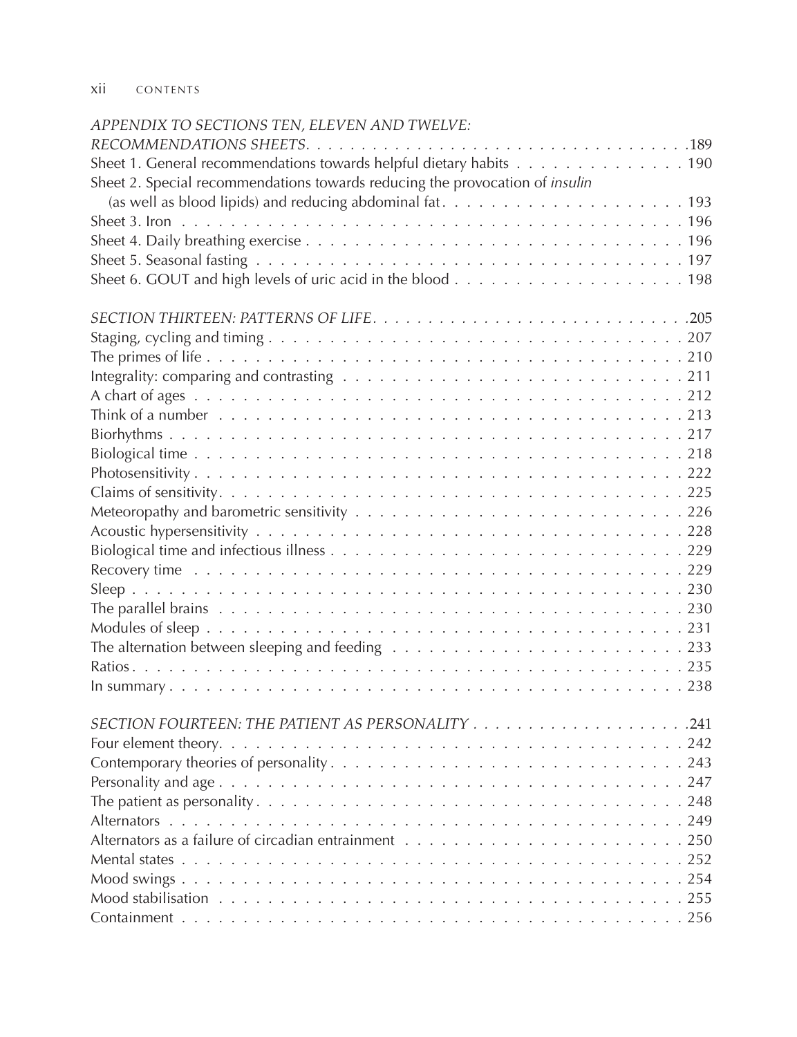*APPENDIX TO SECTIONS TEN, ELEVEN AND TWELVE: RECOMMENDATIONS SHEETS* . . . . . 189

Sheet 1. General recommendations towards helpful dietary habits . . . . . 190

Sheet 2. Special recommendations towards reducing the provocation of *insulin* (as well as blood lipids) and reducing abdominal fat . . . . . 193

Sheet 3. Iron . . . . . 196

Sheet 4. Daily breathing exercise . . . . . 196

Sheet 5. Seasonal fasting . . . . . 197

Sheet 6. GOUT and high levels of uric acid in the blood . . . . . 198

*SECTION THIRTEEN: PATTERNS OF LIFE* . . . . . 205

Staging, cycling and timing . . . . . 207

The primes of life . . . . . 210

Integrality: comparing and contrasting . . . . . 211

A chart of ages . . . . . 212

Think of a number . . . . . 213

Biorhythms . . . . . 217

Biological time . . . . . 218

Photosensitivity . . . . . 222

Claims of sensitivity . . . . . 225

Meteoropathy and barometric sensitivity . . . . . 226

Acoustic hypersensitivity . . . . . 228

Biological time and infectious illness . . . . . 229

Recovery time . . . . . 229

Sleep . . . . . 230

The parallel brains . . . . . 230

Modules of sleep . . . . . 231

The alternation between sleeping and feeding . . . . . 233

Ratios . . . . . 235

In summary . . . . . 238

*SECTION FOURTEEN: THE PATIENT AS PERSONALITY* . . . . . 241

Four element theory . . . . . 242

Contemporary theories of personality . . . . . 243

Personality and age . . . . . 247

The patient as personality . . . . . 248

Alternators . . . . . 249

Alternators as a failure of circadian entrainment . . . . . 250

Mental states . . . . . 252

Mood swings . . . . . 254

Mood stabilisation . . . . . 255

Containment . . . . . 256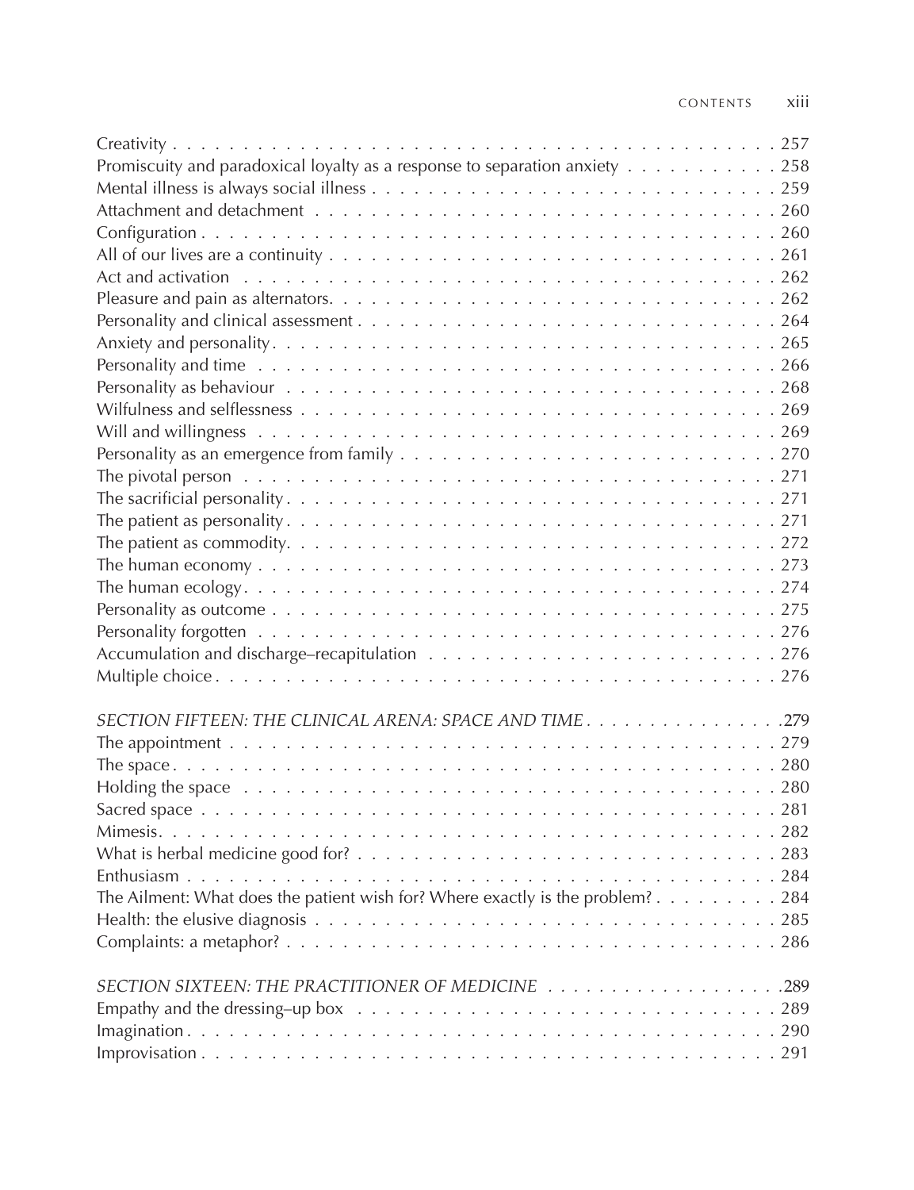Creativity . . . . . . . . . . . . . . . . . . . . . . . . . . . . . . . . . . . . . . . . . . 257
Promiscuity and paradoxical loyalty as a response to separation anxiety . . . . . . . . . . . 258
Mental illness is always social illness . . . . . . . . . . . . . . . . . . . . . . . . . . . . . . 259
Attachment and detachment . . . . . . . . . . . . . . . . . . . . . . . . . . . . . . . . . . 260
Configuration . . . . . . . . . . . . . . . . . . . . . . . . . . . . . . . . . . . . . . . . . 260
All of our lives are a continuity . . . . . . . . . . . . . . . . . . . . . . . . . . . . . . . . 261
Act and activation . . . . . . . . . . . . . . . . . . . . . . . . . . . . . . . . . . . . . . . 262
Pleasure and pain as alternators. . . . . . . . . . . . . . . . . . . . . . . . . . . . . . . . 262
Personality and clinical assessment . . . . . . . . . . . . . . . . . . . . . . . . . . . . . . 264
Anxiety and personality. . . . . . . . . . . . . . . . . . . . . . . . . . . . . . . . . . . . . 265
Personality and time . . . . . . . . . . . . . . . . . . . . . . . . . . . . . . . . . . . . . . 266
Personality as behaviour . . . . . . . . . . . . . . . . . . . . . . . . . . . . . . . . . . . . 268
Wilfulness and selflessness . . . . . . . . . . . . . . . . . . . . . . . . . . . . . . . . . . . 269
Will and willingness . . . . . . . . . . . . . . . . . . . . . . . . . . . . . . . . . . . . . . 269
Personality as an emergence from family . . . . . . . . . . . . . . . . . . . . . . . . . . . 270
The pivotal person . . . . . . . . . . . . . . . . . . . . . . . . . . . . . . . . . . . . . . . 271
The sacrificial personality . . . . . . . . . . . . . . . . . . . . . . . . . . . . . . . . . . . . 271
The patient as personality . . . . . . . . . . . . . . . . . . . . . . . . . . . . . . . . . . . 271
The patient as commodity. . . . . . . . . . . . . . . . . . . . . . . . . . . . . . . . . . . . 272
The human economy . . . . . . . . . . . . . . . . . . . . . . . . . . . . . . . . . . . . . . 273
The human ecology. . . . . . . . . . . . . . . . . . . . . . . . . . . . . . . . . . . . . . . . 274
Personality as outcome . . . . . . . . . . . . . . . . . . . . . . . . . . . . . . . . . . . . . 275
Personality forgotten . . . . . . . . . . . . . . . . . . . . . . . . . . . . . . . . . . . . . . 276
Accumulation and discharge–recapitulation . . . . . . . . . . . . . . . . . . . . . . . . . . 276
Multiple choice . . . . . . . . . . . . . . . . . . . . . . . . . . . . . . . . . . . . . . . . . 276

*SECTION FIFTEEN: THE CLINICAL ARENA: SPACE AND TIME* . . . . . . . . . . . . . . . .279
The appointment . . . . . . . . . . . . . . . . . . . . . . . . . . . . . . . . . . . . . . . . 279
The space . . . . . . . . . . . . . . . . . . . . . . . . . . . . . . . . . . . . . . . . . . . . 280
Holding the space . . . . . . . . . . . . . . . . . . . . . . . . . . . . . . . . . . . . . . . . 280
Sacred space . . . . . . . . . . . . . . . . . . . . . . . . . . . . . . . . . . . . . . . . . . . 281
Mimesis. . . . . . . . . . . . . . . . . . . . . . . . . . . . . . . . . . . . . . . . . . . . . . 282
What is herbal medicine good for? . . . . . . . . . . . . . . . . . . . . . . . . . . . . . . . 283
Enthusiasm . . . . . . . . . . . . . . . . . . . . . . . . . . . . . . . . . . . . . . . . . . . . 284
The Ailment: What does the patient wish for? Where exactly is the problem? . . . . . . . . . 284
Health: the elusive diagnosis . . . . . . . . . . . . . . . . . . . . . . . . . . . . . . . . . . 285
Complaints: a metaphor? . . . . . . . . . . . . . . . . . . . . . . . . . . . . . . . . . . . . 286

*SECTION SIXTEEN: THE PRACTITIONER OF MEDICINE* . . . . . . . . . . . . . . . . . . .289
Empathy and the dressing–up box . . . . . . . . . . . . . . . . . . . . . . . . . . . . . . . 289
Imagination . . . . . . . . . . . . . . . . . . . . . . . . . . . . . . . . . . . . . . . . . . . 290
Improvisation . . . . . . . . . . . . . . . . . . . . . . . . . . . . . . . . . . . . . . . . . . 291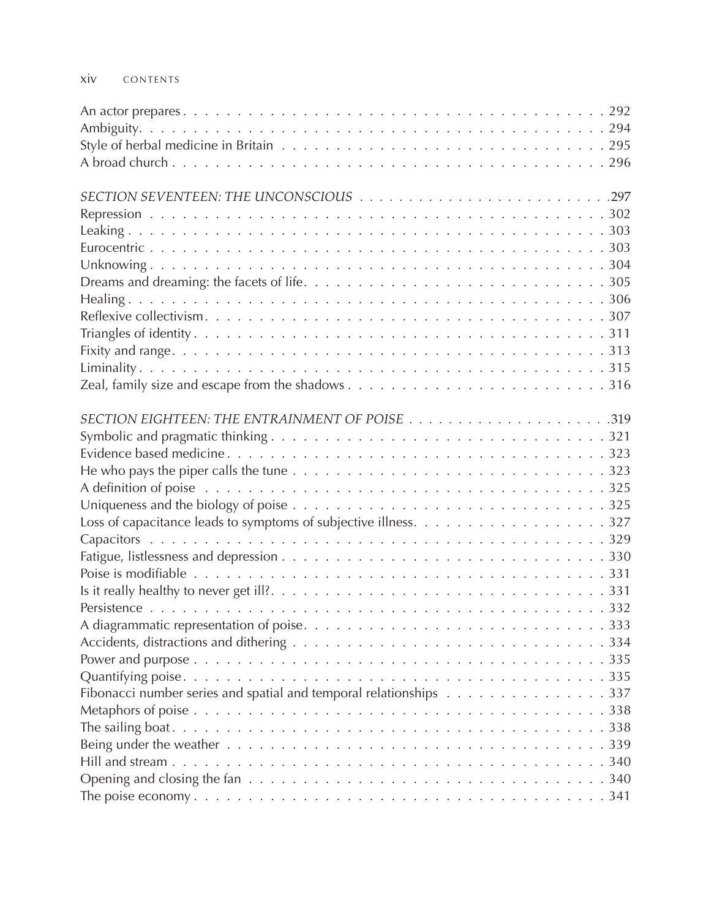An actor prepares . . . . . . . . . . . . . . . . . . . . . . . . . . . . . . . . . . . . . . . . . . 292
Ambiguity. . . . . . . . . . . . . . . . . . . . . . . . . . . . . . . . . . . . . . . . . . . . . . . 294
Style of herbal medicine in Britain . . . . . . . . . . . . . . . . . . . . . . . . . . . . . . . . 295
A broad church . . . . . . . . . . . . . . . . . . . . . . . . . . . . . . . . . . . . . . . . . . . 296

*SECTION SEVENTEEN: THE UNCONSCIOUS* . . . . . . . . . . . . . . . . . . . . . . . . .297
Repression . . . . . . . . . . . . . . . . . . . . . . . . . . . . . . . . . . . . . . . . . . . . . 302
Leaking . . . . . . . . . . . . . . . . . . . . . . . . . . . . . . . . . . . . . . . . . . . . . . . 303
Eurocentric . . . . . . . . . . . . . . . . . . . . . . . . . . . . . . . . . . . . . . . . . . . . . 303
Unknowing . . . . . . . . . . . . . . . . . . . . . . . . . . . . . . . . . . . . . . . . . . . . . 304
Dreams and dreaming: the facets of life. . . . . . . . . . . . . . . . . . . . . . . . . . . . . 305
Healing . . . . . . . . . . . . . . . . . . . . . . . . . . . . . . . . . . . . . . . . . . . . . . . 306
Reflexive collectivism. . . . . . . . . . . . . . . . . . . . . . . . . . . . . . . . . . . . . . . 307
Triangles of identity . . . . . . . . . . . . . . . . . . . . . . . . . . . . . . . . . . . . . . . . 311
Fixity and range. . . . . . . . . . . . . . . . . . . . . . . . . . . . . . . . . . . . . . . . . . . 313
Liminality . . . . . . . . . . . . . . . . . . . . . . . . . . . . . . . . . . . . . . . . . . . . . . 315
Zeal, family size and escape from the shadows . . . . . . . . . . . . . . . . . . . . . . . . 316

*SECTION EIGHTEEN: THE ENTRAINMENT OF POISE* . . . . . . . . . . . . . . . . . . . .319
Symbolic and pragmatic thinking . . . . . . . . . . . . . . . . . . . . . . . . . . . . . . . . 321
Evidence based medicine . . . . . . . . . . . . . . . . . . . . . . . . . . . . . . . . . . . . . 323
He who pays the piper calls the tune . . . . . . . . . . . . . . . . . . . . . . . . . . . . . . 323
A definition of poise . . . . . . . . . . . . . . . . . . . . . . . . . . . . . . . . . . . . . . . 325
Uniqueness and the biology of poise . . . . . . . . . . . . . . . . . . . . . . . . . . . . . . . 325
Loss of capacitance leads to symptoms of subjective illness. . . . . . . . . . . . . . . . . . 327
Capacitors . . . . . . . . . . . . . . . . . . . . . . . . . . . . . . . . . . . . . . . . . . . . . 329
Fatigue, listlessness and depression . . . . . . . . . . . . . . . . . . . . . . . . . . . . . . . 330
Poise is modifiable . . . . . . . . . . . . . . . . . . . . . . . . . . . . . . . . . . . . . . . . 331
Is it really healthy to never get ill?. . . . . . . . . . . . . . . . . . . . . . . . . . . . . . . . 331
Persistence . . . . . . . . . . . . . . . . . . . . . . . . . . . . . . . . . . . . . . . . . . . . . 332
A diagrammatic representation of poise. . . . . . . . . . . . . . . . . . . . . . . . . . . . . 333
Accidents, distractions and dithering . . . . . . . . . . . . . . . . . . . . . . . . . . . . . . 334
Power and purpose . . . . . . . . . . . . . . . . . . . . . . . . . . . . . . . . . . . . . . . . 335
Quantifying poise. . . . . . . . . . . . . . . . . . . . . . . . . . . . . . . . . . . . . . . . . 335
Fibonacci number series and spatial and temporal relationships . . . . . . . . . . . . . . . 337
Metaphors of poise . . . . . . . . . . . . . . . . . . . . . . . . . . . . . . . . . . . . . . . . 338
The sailing boat . . . . . . . . . . . . . . . . . . . . . . . . . . . . . . . . . . . . . . . . . . 338
Being under the weather . . . . . . . . . . . . . . . . . . . . . . . . . . . . . . . . . . . . . 339
Hill and stream . . . . . . . . . . . . . . . . . . . . . . . . . . . . . . . . . . . . . . . . . . 340
Opening and closing the fan . . . . . . . . . . . . . . . . . . . . . . . . . . . . . . . . . . . 340
The poise economy . . . . . . . . . . . . . . . . . . . . . . . . . . . . . . . . . . . . . . . . 341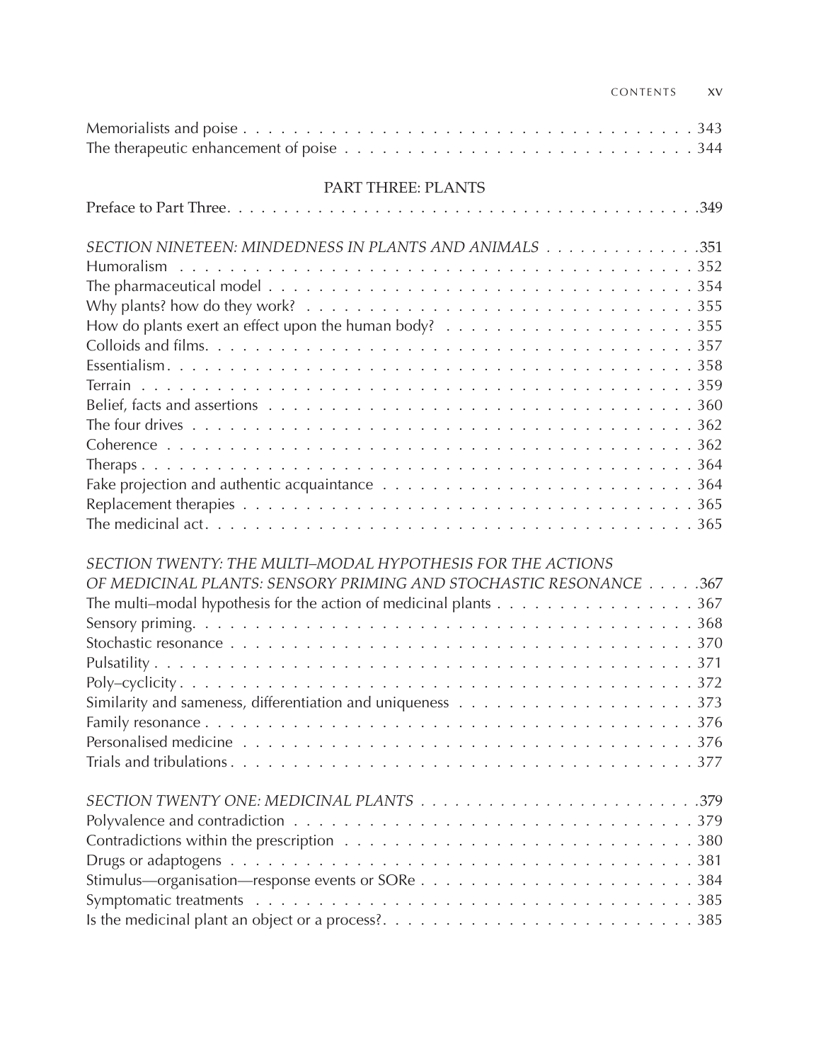Memorialists and poise . . . . . . . . . . . . . . . . . . . . . . . . . . . . . . . . . . . . 343
The therapeutic enhancement of poise . . . . . . . . . . . . . . . . . . . . . . . . . . . . 344

## PART THREE: PLANTS

Preface to Part Three. . . . . . . . . . . . . . . . . . . . . . . . . . . . . . . . . . . . . . . .349

*SECTION NINETEEN: MINDEDNESS IN PLANTS AND ANIMALS* . . . . . . . . . . . . . .351
Humoralism . . . . . . . . . . . . . . . . . . . . . . . . . . . . . . . . . . . . . . . . . . 352
The pharmaceutical model . . . . . . . . . . . . . . . . . . . . . . . . . . . . . . . . . . 354
Why plants? how do they work? . . . . . . . . . . . . . . . . . . . . . . . . . . . . . . . 355
How do plants exert an effect upon the human body? . . . . . . . . . . . . . . . . . . . 355
Colloids and films. . . . . . . . . . . . . . . . . . . . . . . . . . . . . . . . . . . . . . . 357
Essentialism. . . . . . . . . . . . . . . . . . . . . . . . . . . . . . . . . . . . . . . . . . 358
Terrain . . . . . . . . . . . . . . . . . . . . . . . . . . . . . . . . . . . . . . . . . . . . 359
Belief, facts and assertions . . . . . . . . . . . . . . . . . . . . . . . . . . . . . . . . . 360
The four drives . . . . . . . . . . . . . . . . . . . . . . . . . . . . . . . . . . . . . . . . 362
Coherence . . . . . . . . . . . . . . . . . . . . . . . . . . . . . . . . . . . . . . . . . . . 362
Theraps . . . . . . . . . . . . . . . . . . . . . . . . . . . . . . . . . . . . . . . . . . . . 364
Fake projection and authentic acquaintance . . . . . . . . . . . . . . . . . . . . . . . . 364
Replacement therapies . . . . . . . . . . . . . . . . . . . . . . . . . . . . . . . . . . . . 365
The medicinal act. . . . . . . . . . . . . . . . . . . . . . . . . . . . . . . . . . . . . . . 365

*SECTION TWENTY: THE MULTI–MODAL HYPOTHESIS FOR THE ACTIONS OF MEDICINAL PLANTS: SENSORY PRIMING AND STOCHASTIC RESONANCE* . . . . .367
The multi–modal hypothesis for the action of medicinal plants . . . . . . . . . . . . . . . 367
Sensory priming. . . . . . . . . . . . . . . . . . . . . . . . . . . . . . . . . . . . . . . . 368
Stochastic resonance . . . . . . . . . . . . . . . . . . . . . . . . . . . . . . . . . . . . . 370
Pulsatility . . . . . . . . . . . . . . . . . . . . . . . . . . . . . . . . . . . . . . . . . . . 371
Poly–cyclicity . . . . . . . . . . . . . . . . . . . . . . . . . . . . . . . . . . . . . . . . . 372
Similarity and sameness, differentiation and uniqueness . . . . . . . . . . . . . . . . . . 373
Family resonance . . . . . . . . . . . . . . . . . . . . . . . . . . . . . . . . . . . . . . . 376
Personalised medicine . . . . . . . . . . . . . . . . . . . . . . . . . . . . . . . . . . . . 376
Trials and tribulations . . . . . . . . . . . . . . . . . . . . . . . . . . . . . . . . . . . . 377

*SECTION TWENTY ONE: MEDICINAL PLANTS* . . . . . . . . . . . . . . . . . . . . . . .379
Polyvalence and contradiction . . . . . . . . . . . . . . . . . . . . . . . . . . . . . . . . 379
Contradictions within the prescription . . . . . . . . . . . . . . . . . . . . . . . . . . . 380
Drugs or adaptogens . . . . . . . . . . . . . . . . . . . . . . . . . . . . . . . . . . . . . 381
Stimulus—organisation—response events or SORe . . . . . . . . . . . . . . . . . . . . . 384
Symptomatic treatments . . . . . . . . . . . . . . . . . . . . . . . . . . . . . . . . . . . 385
Is the medicinal plant an object or a process?. . . . . . . . . . . . . . . . . . . . . . . . 385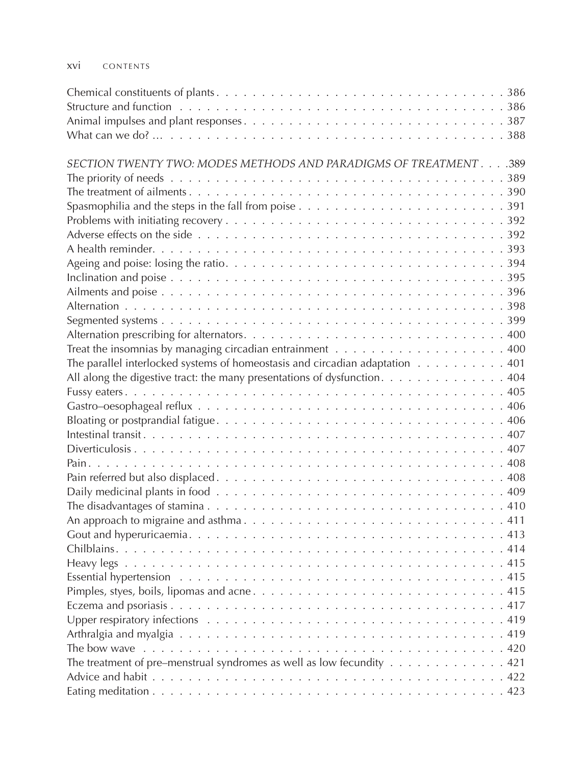Chemical constituents of plants . . . . . . . . . . . . . . . . . . . . . . . . . . . . . . . . . . 386
Structure and function . . . . . . . . . . . . . . . . . . . . . . . . . . . . . . . . . . . . . . 386
Animal impulses and plant responses . . . . . . . . . . . . . . . . . . . . . . . . . . . . . 387
What can we do? ... . . . . . . . . . . . . . . . . . . . . . . . . . . . . . . . . . . . . . . . 388

*SECTION TWENTY TWO: MODES METHODS AND PARADIGMS OF TREATMENT* . . . .389
The priority of needs . . . . . . . . . . . . . . . . . . . . . . . . . . . . . . . . . . . . . . 389
The treatment of ailments . . . . . . . . . . . . . . . . . . . . . . . . . . . . . . . . . . . 390
Spasmophilia and the steps in the fall from poise . . . . . . . . . . . . . . . . . . . . . . 391
Problems with initiating recovery . . . . . . . . . . . . . . . . . . . . . . . . . . . . . . . 392
Adverse effects on the side . . . . . . . . . . . . . . . . . . . . . . . . . . . . . . . . . . 392
A health reminder. . . . . . . . . . . . . . . . . . . . . . . . . . . . . . . . . . . . . . . . 393
Ageing and poise: losing the ratio. . . . . . . . . . . . . . . . . . . . . . . . . . . . . . . 394
Inclination and poise . . . . . . . . . . . . . . . . . . . . . . . . . . . . . . . . . . . . . . 395
Ailments and poise . . . . . . . . . . . . . . . . . . . . . . . . . . . . . . . . . . . . . . . 396
Alternation . . . . . . . . . . . . . . . . . . . . . . . . . . . . . . . . . . . . . . . . . . . . 398
Segmented systems . . . . . . . . . . . . . . . . . . . . . . . . . . . . . . . . . . . . . . . 399
Alternation prescribing for alternators. . . . . . . . . . . . . . . . . . . . . . . . . . . . . 400
Treat the insomnias by managing circadian entrainment . . . . . . . . . . . . . . . . . . 400
The parallel interlocked systems of homeostasis and circadian adaptation . . . . . . . . . . 401
All along the digestive tract: the many presentations of dysfunction. . . . . . . . . . . . . 404
Fussy eaters . . . . . . . . . . . . . . . . . . . . . . . . . . . . . . . . . . . . . . . . . . . 405
Gastro–oesophageal reflux . . . . . . . . . . . . . . . . . . . . . . . . . . . . . . . . . . . 406
Bloating or postprandial fatigue. . . . . . . . . . . . . . . . . . . . . . . . . . . . . . . . 406
Intestinal transit . . . . . . . . . . . . . . . . . . . . . . . . . . . . . . . . . . . . . . . . . 407
Diverticulosis . . . . . . . . . . . . . . . . . . . . . . . . . . . . . . . . . . . . . . . . . . 407
Pain . . . . . . . . . . . . . . . . . . . . . . . . . . . . . . . . . . . . . . . . . . . . . . . 408
Pain referred but also displaced. . . . . . . . . . . . . . . . . . . . . . . . . . . . . . . . 408
Daily medicinal plants in food . . . . . . . . . . . . . . . . . . . . . . . . . . . . . . . . 409
The disadvantages of stamina . . . . . . . . . . . . . . . . . . . . . . . . . . . . . . . . . 410
An approach to migraine and asthma . . . . . . . . . . . . . . . . . . . . . . . . . . . . . 411
Gout and hyperuricaemia. . . . . . . . . . . . . . . . . . . . . . . . . . . . . . . . . . . . 413
Chilblains. . . . . . . . . . . . . . . . . . . . . . . . . . . . . . . . . . . . . . . . . . . . . 414
Heavy legs . . . . . . . . . . . . . . . . . . . . . . . . . . . . . . . . . . . . . . . . . . . . 415
Essential hypertension . . . . . . . . . . . . . . . . . . . . . . . . . . . . . . . . . . . . . 415
Pimples, styes, boils, lipomas and acne . . . . . . . . . . . . . . . . . . . . . . . . . . . . 415
Eczema and psoriasis . . . . . . . . . . . . . . . . . . . . . . . . . . . . . . . . . . . . . . 417
Upper respiratory infections . . . . . . . . . . . . . . . . . . . . . . . . . . . . . . . . . . 419
Arthralgia and myalgia . . . . . . . . . . . . . . . . . . . . . . . . . . . . . . . . . . . . . 419
The bow wave . . . . . . . . . . . . . . . . . . . . . . . . . . . . . . . . . . . . . . . . . . 420
The treatment of pre–menstrual syndromes as well as low fecundity . . . . . . . . . . . . 421
Advice and habit . . . . . . . . . . . . . . . . . . . . . . . . . . . . . . . . . . . . . . . . . 422
Eating meditation . . . . . . . . . . . . . . . . . . . . . . . . . . . . . . . . . . . . . . . . 423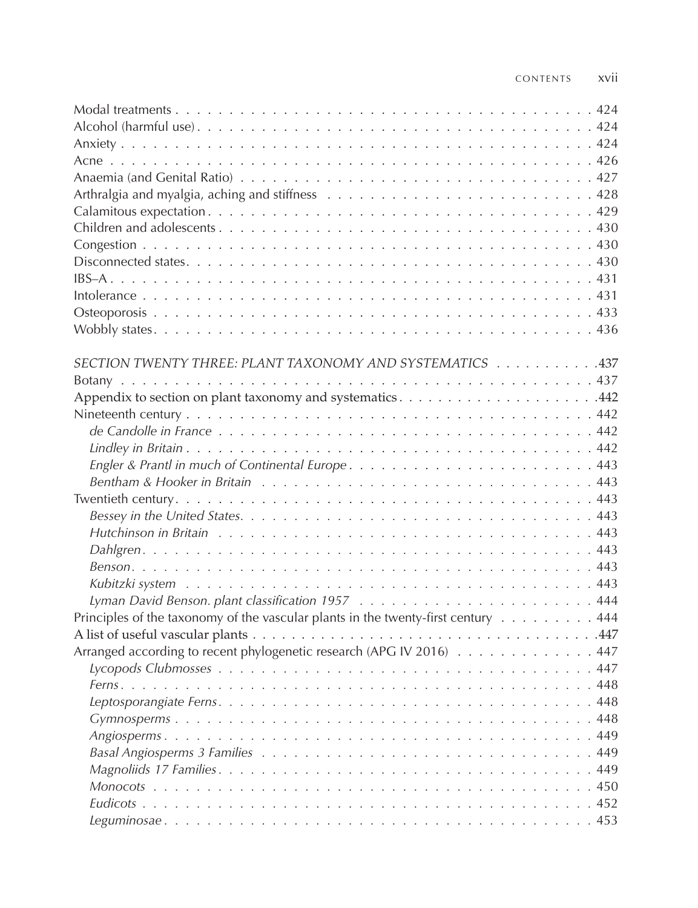Modal treatments . . . . . . . . . . . . . . . . . . . . . . . . . . . . . . . . . . . . 424
Alcohol (harmful use) . . . . . . . . . . . . . . . . . . . . . . . . . . . . . . . . . . 424
Anxiety . . . . . . . . . . . . . . . . . . . . . . . . . . . . . . . . . . . . . . . . . 424
Acne . . . . . . . . . . . . . . . . . . . . . . . . . . . . . . . . . . . . . . . . . . 426
Anaemia (and Genital Ratio) . . . . . . . . . . . . . . . . . . . . . . . . . . . . . 427
Arthralgia and myalgia, aching and stiffness . . . . . . . . . . . . . . . . . . . . . 428
Calamitous expectation . . . . . . . . . . . . . . . . . . . . . . . . . . . . . . . . 429
Children and adolescents . . . . . . . . . . . . . . . . . . . . . . . . . . . . . . . 430
Congestion . . . . . . . . . . . . . . . . . . . . . . . . . . . . . . . . . . . . . . 430
Disconnected states . . . . . . . . . . . . . . . . . . . . . . . . . . . . . . . . . . 430
IBS–A . . . . . . . . . . . . . . . . . . . . . . . . . . . . . . . . . . . . . . . . . 431
Intolerance . . . . . . . . . . . . . . . . . . . . . . . . . . . . . . . . . . . . . . 431
Osteoporosis . . . . . . . . . . . . . . . . . . . . . . . . . . . . . . . . . . . . . 433
Wobbly states . . . . . . . . . . . . . . . . . . . . . . . . . . . . . . . . . . . . . 436

*SECTION TWENTY THREE: PLANT TAXONOMY AND SYSTEMATICS* . . . . . . . . . . . 437
Botany . . . . . . . . . . . . . . . . . . . . . . . . . . . . . . . . . . . . . . . . 437
Appendix to section on plant taxonomy and systematics . . . . . . . . . . . . . . . . . 442
Nineteenth century . . . . . . . . . . . . . . . . . . . . . . . . . . . . . . . . . . 442
- *de Candolle in France* . . . . . . . . . . . . . . . . . . . . . . . . . . . . . . 442
- *Lindley in Britain* . . . . . . . . . . . . . . . . . . . . . . . . . . . . . . . . 442
- *Engler & Prantl in much of Continental Europe* . . . . . . . . . . . . . . . . . . 443
- *Bentham & Hooker in Britain* . . . . . . . . . . . . . . . . . . . . . . . . . . . 443

Twentieth century . . . . . . . . . . . . . . . . . . . . . . . . . . . . . . . . . . . 443
- *Bessey in the United States.* . . . . . . . . . . . . . . . . . . . . . . . . . . . 443
- *Hutchinson in Britain* . . . . . . . . . . . . . . . . . . . . . . . . . . . . . . 443
- *Dahlgren* . . . . . . . . . . . . . . . . . . . . . . . . . . . . . . . . . . . . . 443
- *Benson* . . . . . . . . . . . . . . . . . . . . . . . . . . . . . . . . . . . . . . 443
- *Kubitzki system* . . . . . . . . . . . . . . . . . . . . . . . . . . . . . . . . . 443
- *Lyman David Benson. plant classification 1957* . . . . . . . . . . . . . . . . . . 444

Principles of the taxonomy of the vascular plants in the twenty-first century . . . . . . . 444
A list of useful vascular plants . . . . . . . . . . . . . . . . . . . . . . . . . . . . 447
Arranged according to recent phylogenetic research (APG IV 2016) . . . . . . . . . . . 447
- *Lycopods Clubmosses* . . . . . . . . . . . . . . . . . . . . . . . . . . . . . . 447
- *Ferns* . . . . . . . . . . . . . . . . . . . . . . . . . . . . . . . . . . . . . . 448
- *Leptosporangiate Ferns* . . . . . . . . . . . . . . . . . . . . . . . . . . . . . 448
- *Gymnosperms* . . . . . . . . . . . . . . . . . . . . . . . . . . . . . . . . . . 448
- *Angiosperms* . . . . . . . . . . . . . . . . . . . . . . . . . . . . . . . . . . 449
- *Basal Angiosperms 3 Families* . . . . . . . . . . . . . . . . . . . . . . . . . . 449
- *Magnoliids 17 Families* . . . . . . . . . . . . . . . . . . . . . . . . . . . . . 449
- *Monocots* . . . . . . . . . . . . . . . . . . . . . . . . . . . . . . . . . . . . 450
- *Eudicots* . . . . . . . . . . . . . . . . . . . . . . . . . . . . . . . . . . . . 452
- *Leguminosae* . . . . . . . . . . . . . . . . . . . . . . . . . . . . . . . . . . 453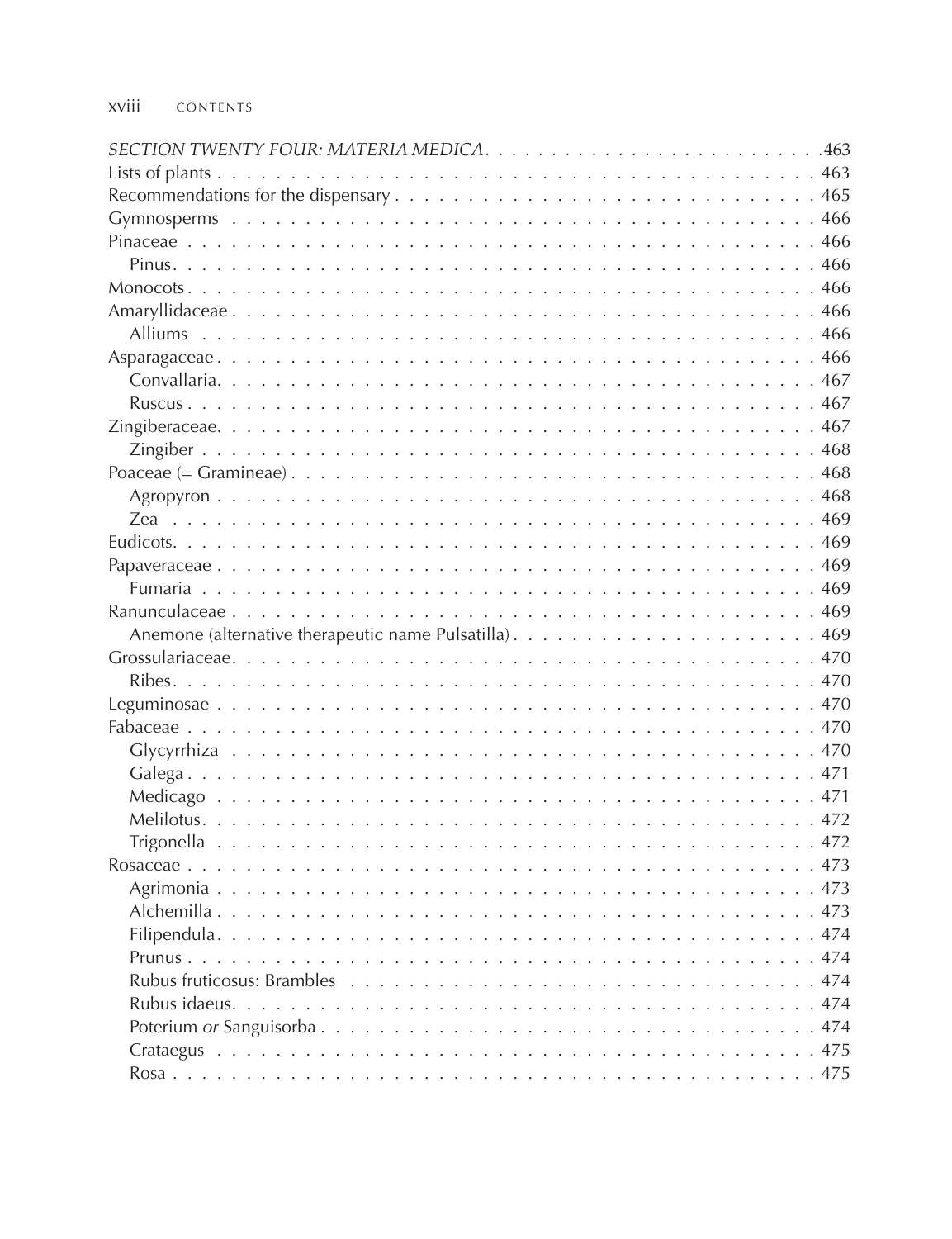*SECTION TWENTY FOUR: MATERIA MEDICA* . . . . . . . . . . . . . . . . . . . . . . . . 463
Lists of plants . . . . . . . . . . . . . . . . . . . . . . . . . . . . . . . . 463
Recommendations for the dispensary . . . . . . . . . . . . . . . . . . . . . . 465
Gymnosperms . . . . . . . . . . . . . . . . . . . . . . . . . . . . . . . . 466
Pinaceae . . . . . . . . . . . . . . . . . . . . . . . . . . . . . . . . . . 466
  Pinus . . . . . . . . . . . . . . . . . . . . . . . . . . . . . . . . . . 466
Monocots . . . . . . . . . . . . . . . . . . . . . . . . . . . . . . . . . . 466
Amaryllidaceae . . . . . . . . . . . . . . . . . . . . . . . . . . . . . . . 466
  Alliums . . . . . . . . . . . . . . . . . . . . . . . . . . . . . . . . . 466
Asparagaceae . . . . . . . . . . . . . . . . . . . . . . . . . . . . . . . . 466
  Convallaria . . . . . . . . . . . . . . . . . . . . . . . . . . . . . . . 467
  Ruscus . . . . . . . . . . . . . . . . . . . . . . . . . . . . . . . . . 467
Zingiberaceae . . . . . . . . . . . . . . . . . . . . . . . . . . . . . . . . 467
  Zingiber . . . . . . . . . . . . . . . . . . . . . . . . . . . . . . . . 468
Poaceae (= Gramineae) . . . . . . . . . . . . . . . . . . . . . . . . . . . . 468
  Agropyron . . . . . . . . . . . . . . . . . . . . . . . . . . . . . . . . 468
  Zea . . . . . . . . . . . . . . . . . . . . . . . . . . . . . . . . . . . 469
Eudicots . . . . . . . . . . . . . . . . . . . . . . . . . . . . . . . . . . 469
Papaveraceae . . . . . . . . . . . . . . . . . . . . . . . . . . . . . . . . 469
  Fumaria . . . . . . . . . . . . . . . . . . . . . . . . . . . . . . . . . 469
Ranunculaceae . . . . . . . . . . . . . . . . . . . . . . . . . . . . . . . . 469
  Anemone (alternative therapeutic name Pulsatilla) . . . . . . . . . . . . . . 469
Grossulariaceae . . . . . . . . . . . . . . . . . . . . . . . . . . . . . . . 470
  Ribes . . . . . . . . . . . . . . . . . . . . . . . . . . . . . . . . . . 470
Leguminosae . . . . . . . . . . . . . . . . . . . . . . . . . . . . . . . . . 470
Fabaceae . . . . . . . . . . . . . . . . . . . . . . . . . . . . . . . . . . 470
  Glycyrrhiza . . . . . . . . . . . . . . . . . . . . . . . . . . . . . . . 470
  Galega . . . . . . . . . . . . . . . . . . . . . . . . . . . . . . . . . 471
  Medicago . . . . . . . . . . . . . . . . . . . . . . . . . . . . . . . . 471
  Melilotus . . . . . . . . . . . . . . . . . . . . . . . . . . . . . . . . 472
  Trigonella . . . . . . . . . . . . . . . . . . . . . . . . . . . . . . . 472
Rosaceae . . . . . . . . . . . . . . . . . . . . . . . . . . . . . . . . . . 473
  Agrimonia . . . . . . . . . . . . . . . . . . . . . . . . . . . . . . . . 473
  Alchemilla . . . . . . . . . . . . . . . . . . . . . . . . . . . . . . . 473
  Filipendula . . . . . . . . . . . . . . . . . . . . . . . . . . . . . . . 474
  Prunus . . . . . . . . . . . . . . . . . . . . . . . . . . . . . . . . . 474
  Rubus fruticosus: Brambles . . . . . . . . . . . . . . . . . . . . . . . . 474
  Rubus idaeus . . . . . . . . . . . . . . . . . . . . . . . . . . . . . . . 474
  Poterium *or* Sanguisorba . . . . . . . . . . . . . . . . . . . . . . . . . 474
  Crataegus . . . . . . . . . . . . . . . . . . . . . . . . . . . . . . . . 475
  Rosa . . . . . . . . . . . . . . . . . . . . . . . . . . . . . . . . . . 475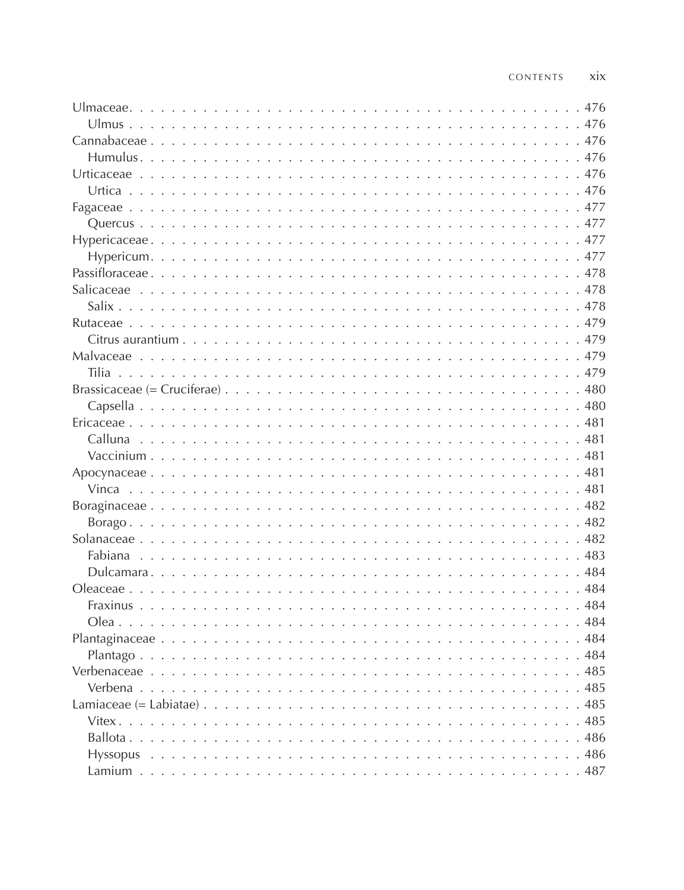Ulmaceae . . . . . . . . . . . . . . . . . . . . . . . . . . . . . . . . . . . . 476
  Ulmus . . . . . . . . . . . . . . . . . . . . . . . . . . . . . . . . . . . . 476
Cannabaceae . . . . . . . . . . . . . . . . . . . . . . . . . . . . . . . . . . 476
  Humulus . . . . . . . . . . . . . . . . . . . . . . . . . . . . . . . . . . . 476
Urticaceae . . . . . . . . . . . . . . . . . . . . . . . . . . . . . . . . . . 476
  Urtica . . . . . . . . . . . . . . . . . . . . . . . . . . . . . . . . . . . 476
Fagaceae . . . . . . . . . . . . . . . . . . . . . . . . . . . . . . . . . . . 477
  Quercus . . . . . . . . . . . . . . . . . . . . . . . . . . . . . . . . . . . 477
Hypericaceae . . . . . . . . . . . . . . . . . . . . . . . . . . . . . . . . . 477
  Hypericum . . . . . . . . . . . . . . . . . . . . . . . . . . . . . . . . . . 477
Passifloraceae . . . . . . . . . . . . . . . . . . . . . . . . . . . . . . . . 478
Salicaceae . . . . . . . . . . . . . . . . . . . . . . . . . . . . . . . . . . 478
  Salix . . . . . . . . . . . . . . . . . . . . . . . . . . . . . . . . . . . . 478
Rutaceae . . . . . . . . . . . . . . . . . . . . . . . . . . . . . . . . . . . 479
  Citrus aurantium . . . . . . . . . . . . . . . . . . . . . . . . . . . . . . 479
Malvaceae . . . . . . . . . . . . . . . . . . . . . . . . . . . . . . . . . . . 479
  Tilia . . . . . . . . . . . . . . . . . . . . . . . . . . . . . . . . . . . . 479
Brassicaceae (= Cruciferae) . . . . . . . . . . . . . . . . . . . . . . . . . . 480
  Capsella . . . . . . . . . . . . . . . . . . . . . . . . . . . . . . . . . . . 480
Ericaceae . . . . . . . . . . . . . . . . . . . . . . . . . . . . . . . . . . . 481
  Calluna . . . . . . . . . . . . . . . . . . . . . . . . . . . . . . . . . . . 481
  Vaccinium . . . . . . . . . . . . . . . . . . . . . . . . . . . . . . . . . . 481
Apocynaceae . . . . . . . . . . . . . . . . . . . . . . . . . . . . . . . . . . 481
  Vinca . . . . . . . . . . . . . . . . . . . . . . . . . . . . . . . . . . . . 481
Boraginaceae . . . . . . . . . . . . . . . . . . . . . . . . . . . . . . . . . 482
  Borago . . . . . . . . . . . . . . . . . . . . . . . . . . . . . . . . . . . 482
Solanaceae . . . . . . . . . . . . . . . . . . . . . . . . . . . . . . . . . . 482
  Fabiana . . . . . . . . . . . . . . . . . . . . . . . . . . . . . . . . . . . 483
  Dulcamara . . . . . . . . . . . . . . . . . . . . . . . . . . . . . . . . . . 484
Oleaceae . . . . . . . . . . . . . . . . . . . . . . . . . . . . . . . . . . . 484
  Fraxinus . . . . . . . . . . . . . . . . . . . . . . . . . . . . . . . . . . . 484
  Olea . . . . . . . . . . . . . . . . . . . . . . . . . . . . . . . . . . . . 484
Plantaginaceae . . . . . . . . . . . . . . . . . . . . . . . . . . . . . . . . 484
  Plantago . . . . . . . . . . . . . . . . . . . . . . . . . . . . . . . . . . . 484
Verbenaceae . . . . . . . . . . . . . . . . . . . . . . . . . . . . . . . . . . 485
  Verbena . . . . . . . . . . . . . . . . . . . . . . . . . . . . . . . . . . . 485
Lamiaceae (= Labiatae) . . . . . . . . . . . . . . . . . . . . . . . . . . . . . 485
  Vitex . . . . . . . . . . . . . . . . . . . . . . . . . . . . . . . . . . . . 485
  Ballota . . . . . . . . . . . . . . . . . . . . . . . . . . . . . . . . . . . 486
  Hyssopus . . . . . . . . . . . . . . . . . . . . . . . . . . . . . . . . . . 486
  Lamium . . . . . . . . . . . . . . . . . . . . . . . . . . . . . . . . . . . 487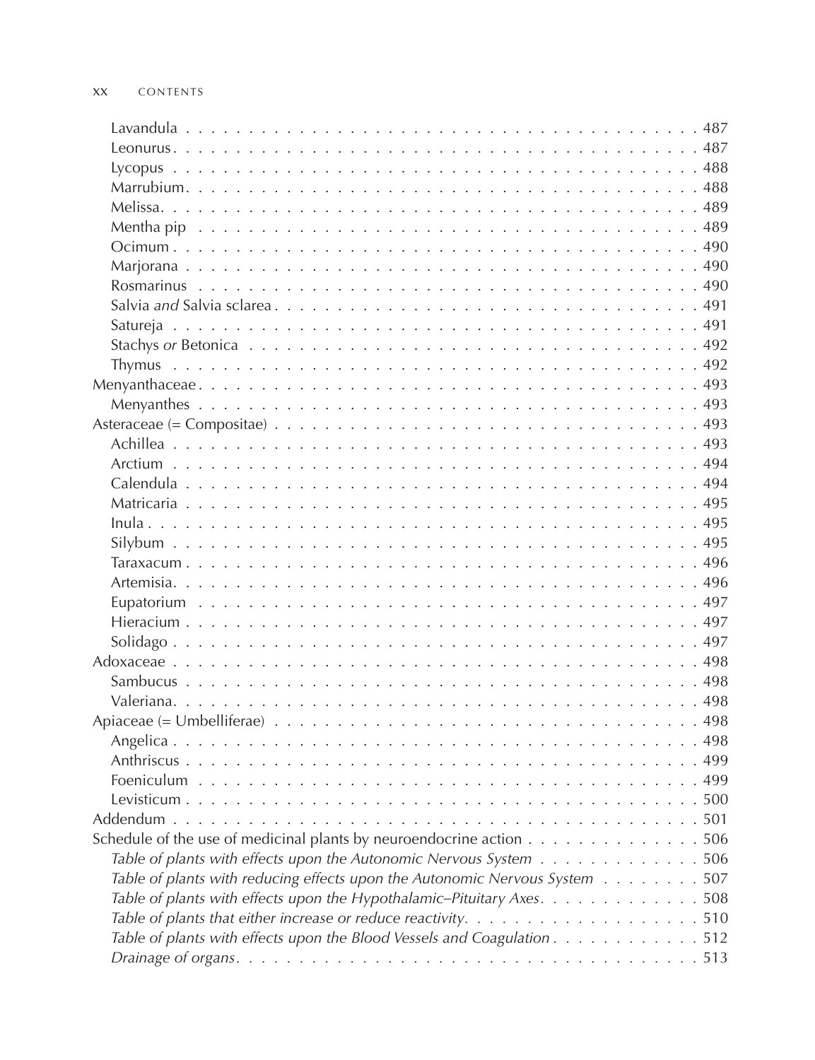- Lavandula . . . 487
- Leonurus . . . 487
- Lycopus . . . 488
- Marrubium . . . 488
- Melissa . . . 489
- Mentha pip . . . 489
- Ocimum . . . 490
- Marjorana . . . 490
- Rosmarinus . . . 490
- Salvia *and* Salvia sclarea . . . 491
- Satureja . . . 491
- Stachys *or* Betonica . . . 492
- Thymus . . . 492

Menyanthaceae . . . 493

- Menyanthes . . . 493

Asteraceae (= Compositae) . . . 493

- Achillea . . . 493
- Arctium . . . 494
- Calendula . . . 494
- Matricaria . . . 495
- Inula . . . 495
- Silybum . . . 495
- Taraxacum . . . 496
- Artemisia . . . 496
- Eupatorium . . . 497
- Hieracium . . . 497
- Solidago . . . 497

Adoxaceae . . . 498

- Sambucus . . . 498
- Valeriana . . . 498

Apiaceae (= Umbelliferae) . . . 498

- Angelica . . . 498
- Anthriscus . . . 499
- Foeniculum . . . 499
- Levisticum . . . 500

Addendum . . . 501

Schedule of the use of medicinal plants by neuroendocrine action . . . 506

- *Table of plants with effects upon the Autonomic Nervous System* . . . 506
- *Table of plants with reducing effects upon the Autonomic Nervous System* . . . 507
- *Table of plants with effects upon the Hypothalamic–Pituitary Axes* . . . 508
- *Table of plants that either increase or reduce reactivity* . . . 510
- *Table of plants with effects upon the Blood Vessels and Coagulation* . . . 512
- *Drainage of organs* . . . 513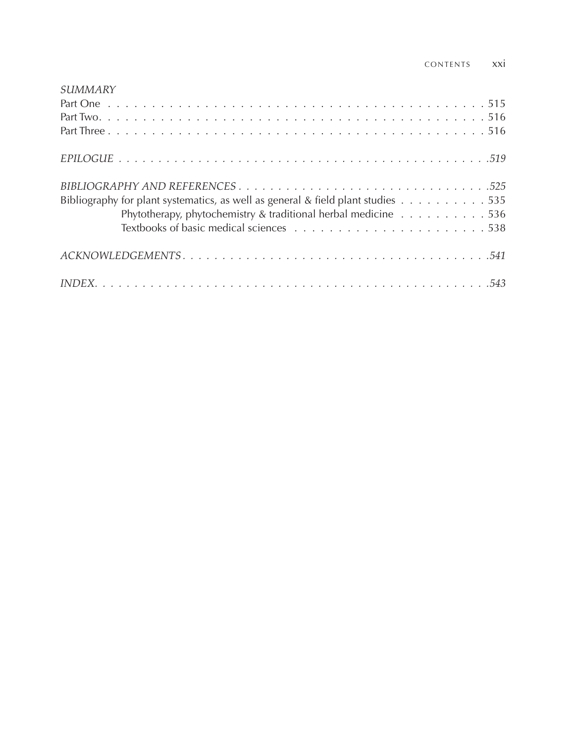*SUMMARY*

Part One . . . . . . . . . . . . . . . . . . . . . . . . . . . . . . . . . . . . . . . . 515
Part Two. . . . . . . . . . . . . . . . . . . . . . . . . . . . . . . . . . . . . . . . . 516
Part Three . . . . . . . . . . . . . . . . . . . . . . . . . . . . . . . . . . . . . . . 516

*EPILOGUE . . . . . . . . . . . . . . . . . . . . . . . . . . . . . . . . . . . . . . . . .519*

*BIBLIOGRAPHY AND REFERENCES . . . . . . . . . . . . . . . . . . . . . . . . . . . . . . .525*
Bibliography for plant systematics, as well as general & field plant studies . . . . . . . . . . . 535
Phytotherapy, phytochemistry & traditional herbal medicine . . . . . . . . . . 536
Textbooks of basic medical sciences . . . . . . . . . . . . . . . . . . . . . . 538

*ACKNOWLEDGEMENTS. . . . . . . . . . . . . . . . . . . . . . . . . . . . . . . . . . . . .541*

*INDEX. . . . . . . . . . . . . . . . . . . . . . . . . . . . . . . . . . . . . . . . . . . .543*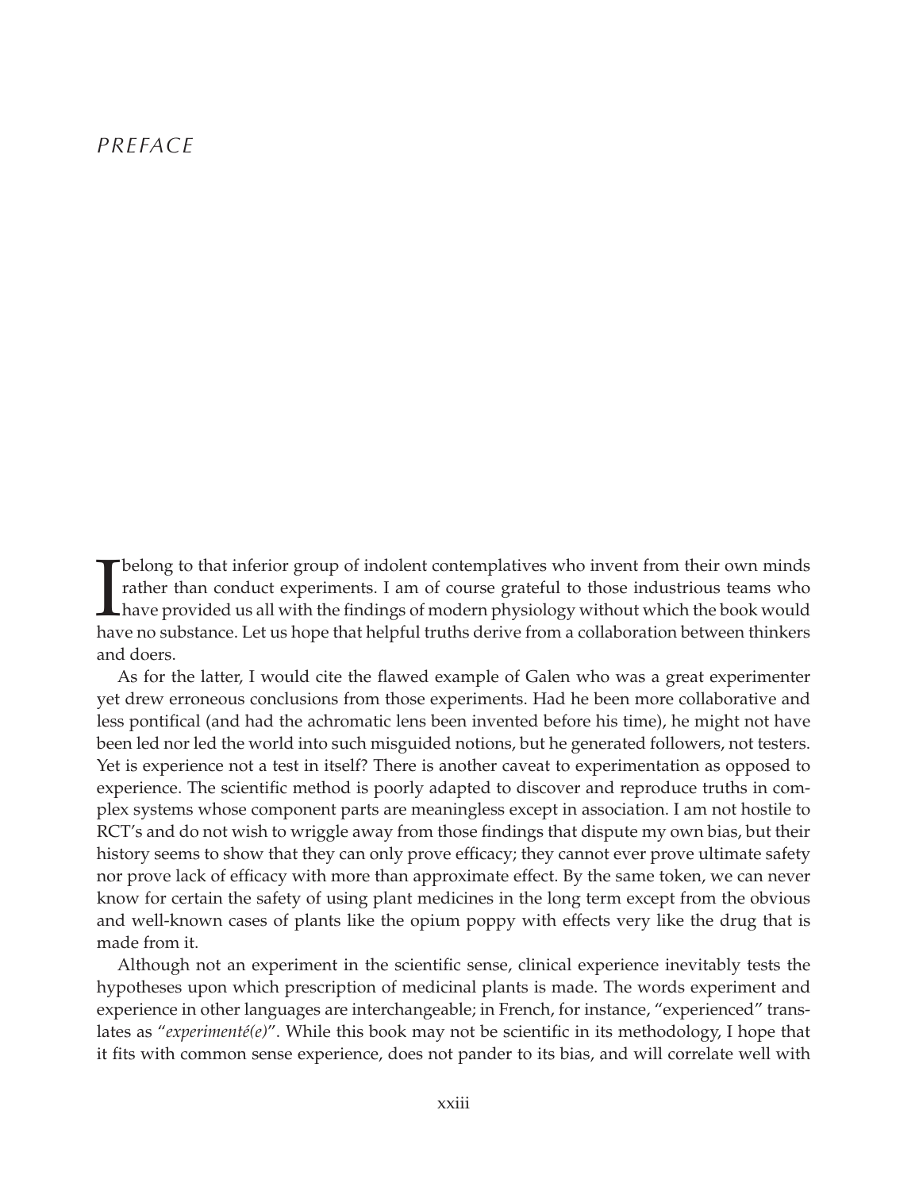# PREFACE

I belong to that inferior group of indolent contemplatives who invent from their own minds rather than conduct experiments. I am of course grateful to those industrious teams who have provided us all with the findings of modern physiology without which the book would have no substance. Let us hope that helpful truths derive from a collaboration between thinkers and doers.

As for the latter, I would cite the flawed example of Galen who was a great experimenter yet drew erroneous conclusions from those experiments. Had he been more collaborative and less pontifical (and had the achromatic lens been invented before his time), he might not have been led nor led the world into such misguided notions, but he generated followers, not testers. Yet is experience not a test in itself? There is another caveat to experimentation as opposed to experience. The scientific method is poorly adapted to discover and reproduce truths in complex systems whose component parts are meaningless except in association. I am not hostile to RCT's and do not wish to wriggle away from those findings that dispute my own bias, but their history seems to show that they can only prove efficacy; they cannot ever prove ultimate safety nor prove lack of efficacy with more than approximate effect. By the same token, we can never know for certain the safety of using plant medicines in the long term except from the obvious and well-known cases of plants like the opium poppy with effects very like the drug that is made from it.

Although not an experiment in the scientific sense, clinical experience inevitably tests the hypotheses upon which prescription of medicinal plants is made. The words experiment and experience in other languages are interchangeable; in French, for instance, "experienced" translates as "*experimenté(e)*". While this book may not be scientific in its methodology, I hope that it fits with common sense experience, does not pander to its bias, and will correlate well with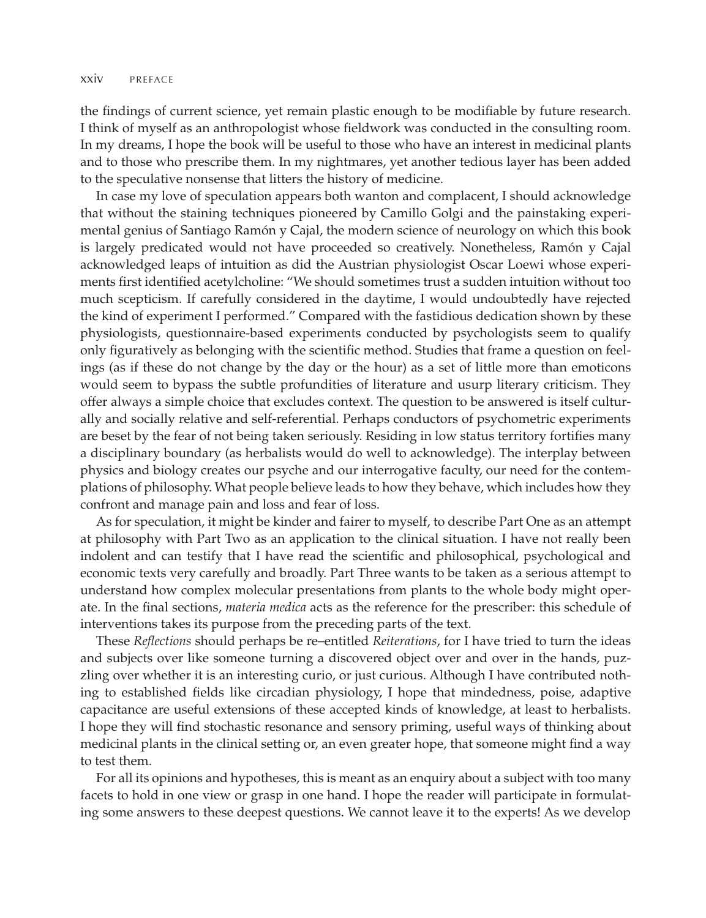the findings of current science, yet remain plastic enough to be modifiable by future research. I think of myself as an anthropologist whose fieldwork was conducted in the consulting room. In my dreams, I hope the book will be useful to those who have an interest in medicinal plants and to those who prescribe them. In my nightmares, yet another tedious layer has been added to the speculative nonsense that litters the history of medicine.

In case my love of speculation appears both wanton and complacent, I should acknowledge that without the staining techniques pioneered by Camillo Golgi and the painstaking experimental genius of Santiago Ramón y Cajal, the modern science of neurology on which this book is largely predicated would not have proceeded so creatively. Nonetheless, Ramón y Cajal acknowledged leaps of intuition as did the Austrian physiologist Oscar Loewi whose experiments first identified acetylcholine: "We should sometimes trust a sudden intuition without too much scepticism. If carefully considered in the daytime, I would undoubtedly have rejected the kind of experiment I performed." Compared with the fastidious dedication shown by these physiologists, questionnaire-based experiments conducted by psychologists seem to qualify only figuratively as belonging with the scientific method. Studies that frame a question on feelings (as if these do not change by the day or the hour) as a set of little more than emoticons would seem to bypass the subtle profundities of literature and usurp literary criticism. They offer always a simple choice that excludes context. The question to be answered is itself culturally and socially relative and self-referential. Perhaps conductors of psychometric experiments are beset by the fear of not being taken seriously. Residing in low status territory fortifies many a disciplinary boundary (as herbalists would do well to acknowledge). The interplay between physics and biology creates our psyche and our interrogative faculty, our need for the contemplations of philosophy. What people believe leads to how they behave, which includes how they confront and manage pain and loss and fear of loss.

As for speculation, it might be kinder and fairer to myself, to describe Part One as an attempt at philosophy with Part Two as an application to the clinical situation. I have not really been indolent and can testify that I have read the scientific and philosophical, psychological and economic texts very carefully and broadly. Part Three wants to be taken as a serious attempt to understand how complex molecular presentations from plants to the whole body might operate. In the final sections, *materia medica* acts as the reference for the prescriber: this schedule of interventions takes its purpose from the preceding parts of the text.

These *Reflections* should perhaps be re–entitled *Reiterations*, for I have tried to turn the ideas and subjects over like someone turning a discovered object over and over in the hands, puzzling over whether it is an interesting curio, or just curious. Although I have contributed nothing to established fields like circadian physiology, I hope that mindedness, poise, adaptive capacitance are useful extensions of these accepted kinds of knowledge, at least to herbalists. I hope they will find stochastic resonance and sensory priming, useful ways of thinking about medicinal plants in the clinical setting or, an even greater hope, that someone might find a way to test them.

For all its opinions and hypotheses, this is meant as an enquiry about a subject with too many facets to hold in one view or grasp in one hand. I hope the reader will participate in formulating some answers to these deepest questions. We cannot leave it to the experts! As we develop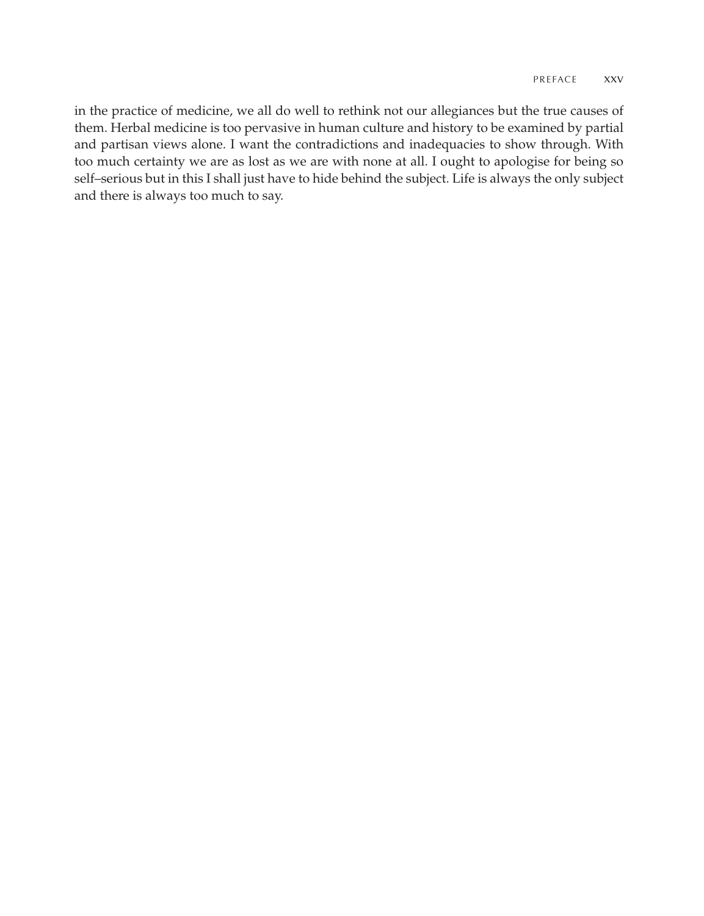in the practice of medicine, we all do well to rethink not our allegiances but the true causes of them. Herbal medicine is too pervasive in human culture and history to be examined by partial and partisan views alone. I want the contradictions and inadequacies to show through. With too much certainty we are as lost as we are with none at all. I ought to apologise for being so self–serious but in this I shall just have to hide behind the subject. Life is always the only subject and there is always too much to say.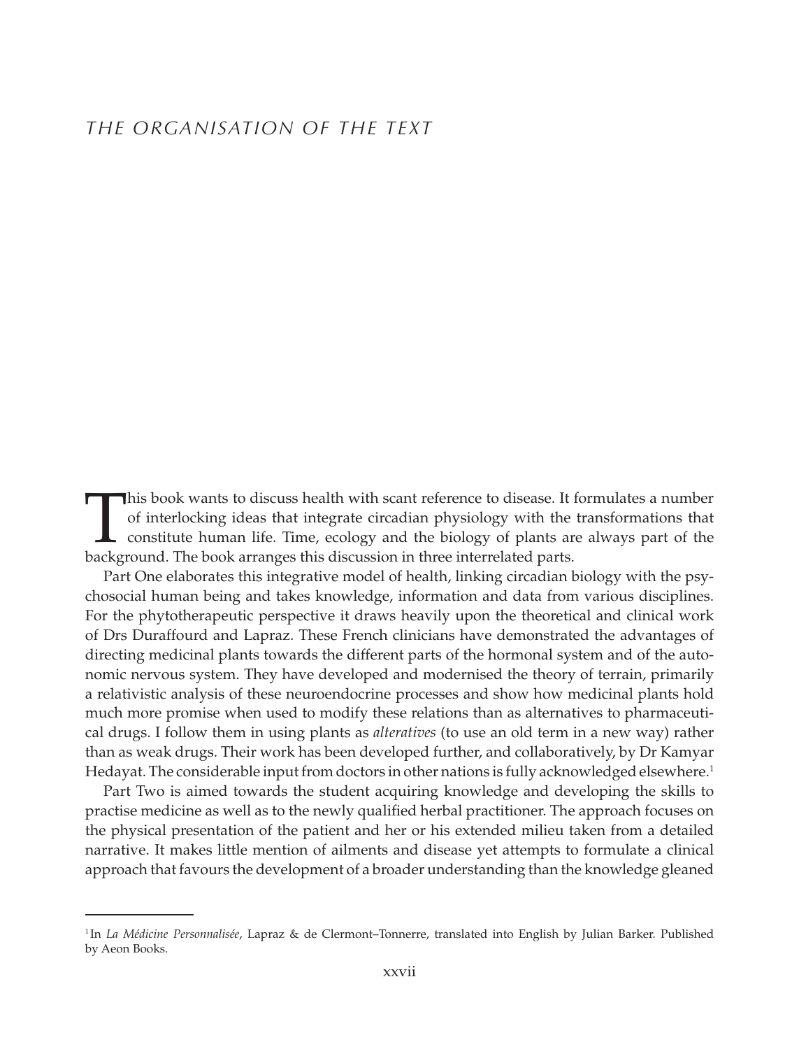# THE ORGANISATION OF THE TEXT

This book wants to discuss health with scant reference to disease. It formulates a number of interlocking ideas that integrate circadian physiology with the transformations that constitute human life. Time, ecology and the biology of plants are always part of the background. The book arranges this discussion in three interrelated parts.

Part One elaborates this integrative model of health, linking circadian biology with the psychosocial human being and takes knowledge, information and data from various disciplines. For the phytotherapeutic perspective it draws heavily upon the theoretical and clinical work of Drs Duraffourd and Lapraz. These French clinicians have demonstrated the advantages of directing medicinal plants towards the different parts of the hormonal system and of the autonomic nervous system. They have developed and modernised the theory of terrain, primarily a relativistic analysis of these neuroendocrine processes and show how medicinal plants hold much more promise when used to modify these relations than as alternatives to pharmaceutical drugs. I follow them in using plants as *alteratives* (to use an old term in a new way) rather than as weak drugs. Their work has been developed further, and collaboratively, by Dr Kamyar Hedayat. The considerable input from doctors in other nations is fully acknowledged elsewhere.[1]

Part Two is aimed towards the student acquiring knowledge and developing the skills to practise medicine as well as to the newly qualified herbal practitioner. The approach focuses on the physical presentation of the patient and her or his extended milieu taken from a detailed narrative. It makes little mention of ailments and disease yet attempts to formulate a clinical approach that favours the development of a broader understanding than the knowledge gleaned

---

[1] In *La Médicine Personnalisée*, Lapraz & de Clermont–Tonnerre, translated into English by Julian Barker. Published by Aeon Books.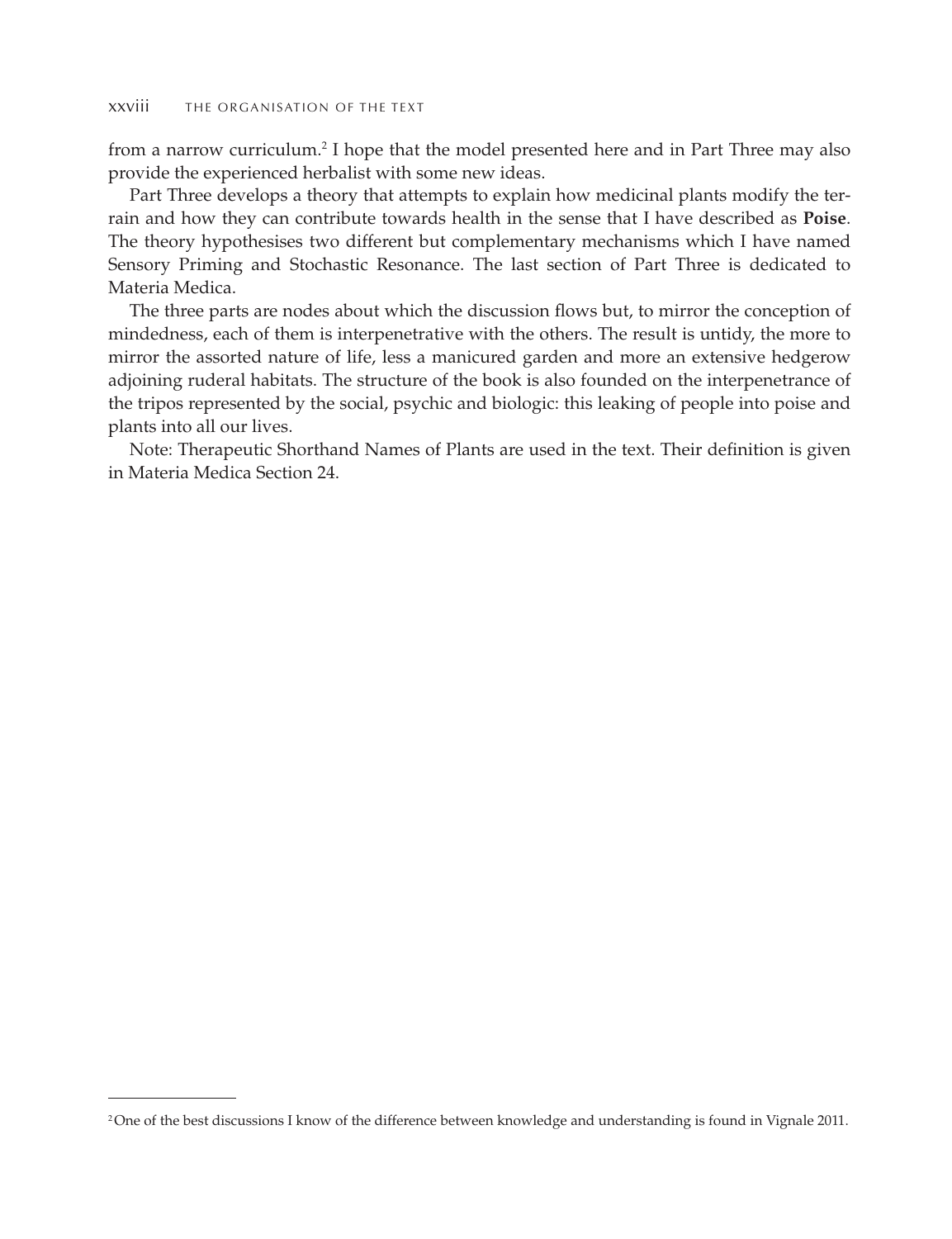from a narrow curriculum.[2] I hope that the model presented here and in Part Three may also provide the experienced herbalist with some new ideas.

Part Three develops a theory that attempts to explain how medicinal plants modify the terrain and how they can contribute towards health in the sense that I have described as **Poise**. The theory hypothesises two different but complementary mechanisms which I have named Sensory Priming and Stochastic Resonance. The last section of Part Three is dedicated to Materia Medica.

The three parts are nodes about which the discussion flows but, to mirror the conception of mindedness, each of them is interpenetrative with the others. The result is untidy, the more to mirror the assorted nature of life, less a manicured garden and more an extensive hedgerow adjoining ruderal habitats. The structure of the book is also founded on the interpenetrance of the tripos represented by the social, psychic and biologic: this leaking of people into poise and plants into all our lives.

Note: Therapeutic Shorthand Names of Plants are used in the text. Their definition is given in Materia Medica Section 24.

---

[2] One of the best discussions I know of the difference between knowledge and understanding is found in Vignale 2011.